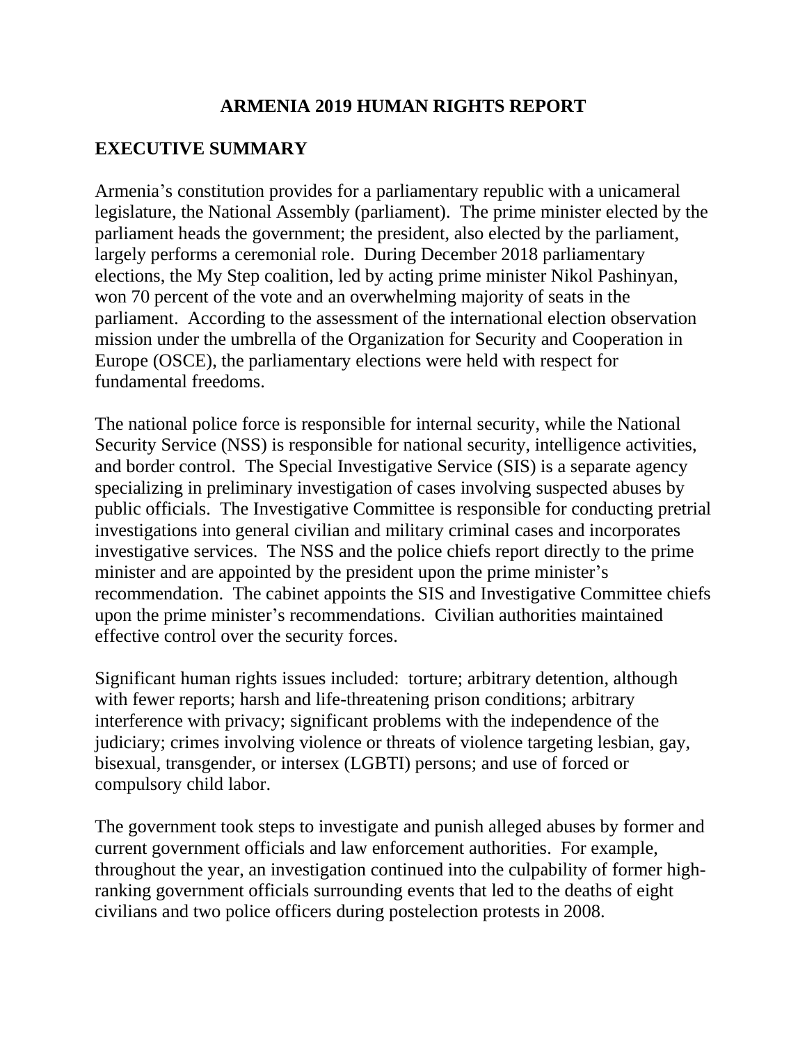# ARMENIA 2019 HUMAN RIGHTS REPORT

## EXECUTIVE SUMMARY

Armenia's constitution provides for a parliamentary republic with a unicameral legislature, the National Assembly (parliament). The prime minister elected by the parliament heads the government; the president, also elected by the parliament, largely performs a ceremonial role. During December 2018 parliamentary elections, the My Step coalition, led by acting prime minister Nikol Pashinyan, won 70 percent of the vote and an overwhelming majority of seats in the parliament. According to the assessment of the international election observation mission under the umbrella of the Organization for Security and Cooperation in Europe (OSCE), the parliamentary elections were held with respect for fundamental freedoms.

The national police force is responsible for internal security, while the National Security Service (NSS) is responsible for national security, intelligence activities, and border control. The Special Investigative Service (SIS) is a separate agency specializing in preliminary investigation of cases involving suspected abuses by public officials. The Investigative Committee is responsible for conducting pretrial investigations into general civilian and military criminal cases and incorporates investigative services. The NSS and the police chiefs report directly to the prime minister and are appointed by the president upon the prime minister's recommendation. The cabinet appoints the SIS and Investigative Committee chiefs upon the prime minister's recommendations. Civilian authorities maintained effective control over the security forces.

Significant human rights issues included: torture; arbitrary detention, although with fewer reports; harsh and life-threatening prison conditions; arbitrary interference with privacy; significant problems with the independence of the judiciary; crimes involving violence or threats of violence targeting lesbian, gay, bisexual, transgender, or intersex (LGBTI) persons; and use of forced or compulsory child labor.

The government took steps to investigate and punish alleged abuses by former and current government officials and law enforcement authorities. For example, throughout the year, an investigation continued into the culpability of former high-ranking government officials surrounding events that led to the deaths of eight civilians and two police officers during postelection protests in 2008.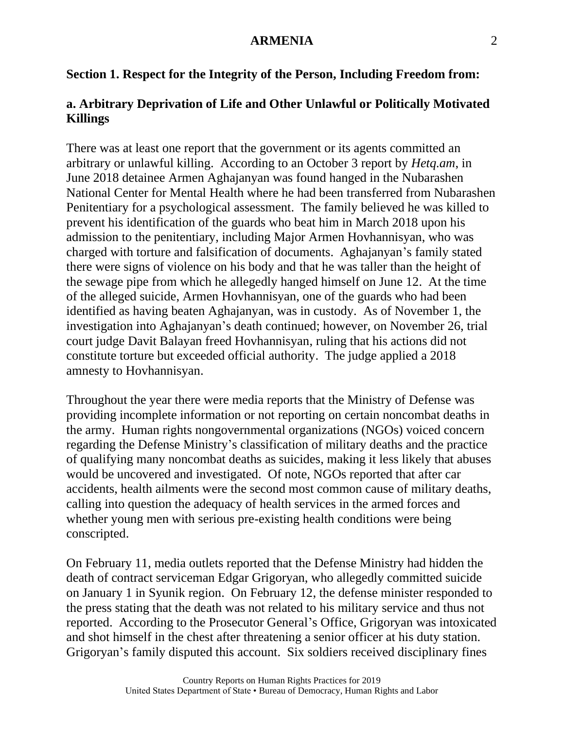## Section 1. Respect for the Integrity of the Person, Including Freedom from:

### a. Arbitrary Deprivation of Life and Other Unlawful or Politically Motivated Killings

There was at least one report that the government or its agents committed an arbitrary or unlawful killing. According to an October 3 report by *Hetq.am*, in June 2018 detainee Armen Aghajanyan was found hanged in the Nubarashen National Center for Mental Health where he had been transferred from Nubarashen Penitentiary for a psychological assessment. The family believed he was killed to prevent his identification of the guards who beat him in March 2018 upon his admission to the penitentiary, including Major Armen Hovhannisyan, who was charged with torture and falsification of documents. Aghajanyan's family stated there were signs of violence on his body and that he was taller than the height of the sewage pipe from which he allegedly hanged himself on June 12. At the time of the alleged suicide, Armen Hovhannisyan, one of the guards who had been identified as having beaten Aghajanyan, was in custody. As of November 1, the investigation into Aghajanyan's death continued; however, on November 26, trial court judge Davit Balayan freed Hovhannisyan, ruling that his actions did not constitute torture but exceeded official authority. The judge applied a 2018 amnesty to Hovhannisyan.

Throughout the year there were media reports that the Ministry of Defense was providing incomplete information or not reporting on certain noncombat deaths in the army. Human rights nongovernmental organizations (NGOs) voiced concern regarding the Defense Ministry's classification of military deaths and the practice of qualifying many noncombat deaths as suicides, making it less likely that abuses would be uncovered and investigated. Of note, NGOs reported that after car accidents, health ailments were the second most common cause of military deaths, calling into question the adequacy of health services in the armed forces and whether young men with serious pre-existing health conditions were being conscripted.

On February 11, media outlets reported that the Defense Ministry had hidden the death of contract serviceman Edgar Grigoryan, who allegedly committed suicide on January 1 in Syunik region. On February 12, the defense minister responded to the press stating that the death was not related to his military service and thus not reported. According to the Prosecutor General's Office, Grigoryan was intoxicated and shot himself in the chest after threatening a senior officer at his duty station. Grigoryan's family disputed this account. Six soldiers received disciplinary fines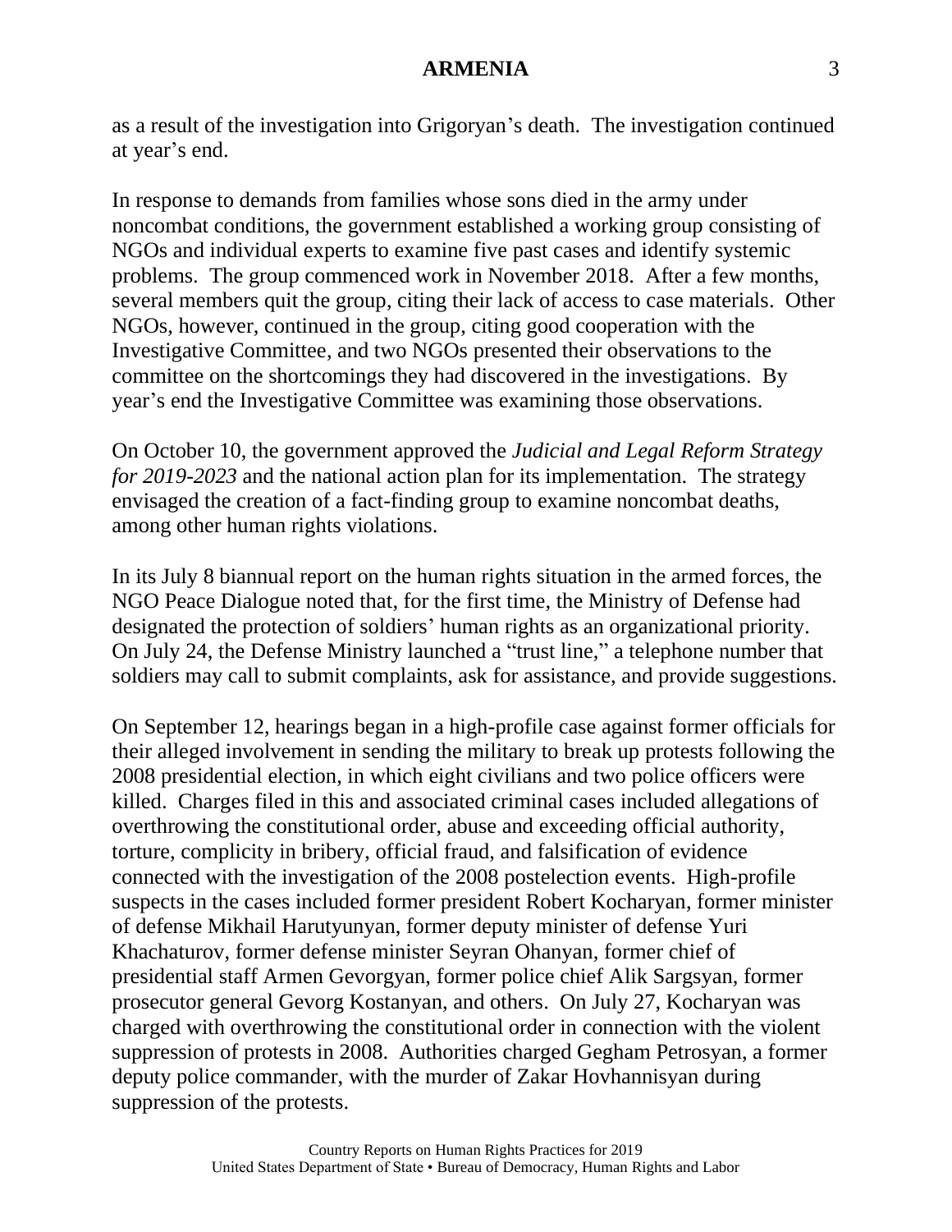as a result of the investigation into Grigoryan's death. The investigation continued at year's end.

In response to demands from families whose sons died in the army under noncombat conditions, the government established a working group consisting of NGOs and individual experts to examine five past cases and identify systemic problems. The group commenced work in November 2018. After a few months, several members quit the group, citing their lack of access to case materials. Other NGOs, however, continued in the group, citing good cooperation with the Investigative Committee, and two NGOs presented their observations to the committee on the shortcomings they had discovered in the investigations. By year's end the Investigative Committee was examining those observations.

On October 10, the government approved the *Judicial and Legal Reform Strategy for 2019-2023* and the national action plan for its implementation. The strategy envisaged the creation of a fact-finding group to examine noncombat deaths, among other human rights violations.

In its July 8 biannual report on the human rights situation in the armed forces, the NGO Peace Dialogue noted that, for the first time, the Ministry of Defense had designated the protection of soldiers' human rights as an organizational priority. On July 24, the Defense Ministry launched a "trust line," a telephone number that soldiers may call to submit complaints, ask for assistance, and provide suggestions.

On September 12, hearings began in a high-profile case against former officials for their alleged involvement in sending the military to break up protests following the 2008 presidential election, in which eight civilians and two police officers were killed. Charges filed in this and associated criminal cases included allegations of overthrowing the constitutional order, abuse and exceeding official authority, torture, complicity in bribery, official fraud, and falsification of evidence connected with the investigation of the 2008 postelection events. High-profile suspects in the cases included former president Robert Kocharyan, former minister of defense Mikhail Harutyunyan, former deputy minister of defense Yuri Khachaturov, former defense minister Seyran Ohanyan, former chief of presidential staff Armen Gevorgyan, former police chief Alik Sargsyan, former prosecutor general Gevorg Kostanyan, and others. On July 27, Kocharyan was charged with overthrowing the constitutional order in connection with the violent suppression of protests in 2008. Authorities charged Gegham Petrosyan, a former deputy police commander, with the murder of Zakar Hovhannisyan during suppression of the protests.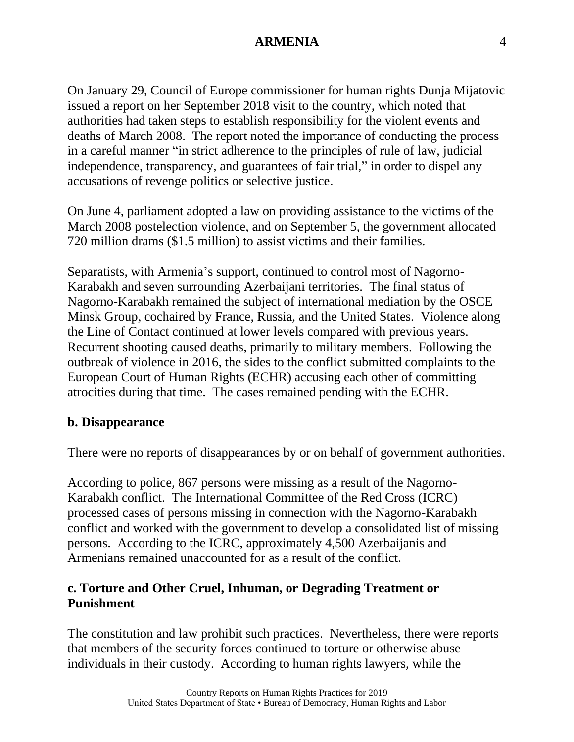On January 29, Council of Europe commissioner for human rights Dunja Mijatovic issued a report on her September 2018 visit to the country, which noted that authorities had taken steps to establish responsibility for the violent events and deaths of March 2008. The report noted the importance of conducting the process in a careful manner "in strict adherence to the principles of rule of law, judicial independence, transparency, and guarantees of fair trial," in order to dispel any accusations of revenge politics or selective justice.

On June 4, parliament adopted a law on providing assistance to the victims of the March 2008 postelection violence, and on September 5, the government allocated 720 million drams ($1.5 million) to assist victims and their families.

Separatists, with Armenia's support, continued to control most of Nagorno-Karabakh and seven surrounding Azerbaijani territories. The final status of Nagorno-Karabakh remained the subject of international mediation by the OSCE Minsk Group, cochaired by France, Russia, and the United States. Violence along the Line of Contact continued at lower levels compared with previous years. Recurrent shooting caused deaths, primarily to military members. Following the outbreak of violence in 2016, the sides to the conflict submitted complaints to the European Court of Human Rights (ECHR) accusing each other of committing atrocities during that time. The cases remained pending with the ECHR.

### b. Disappearance

There were no reports of disappearances by or on behalf of government authorities.

According to police, 867 persons were missing as a result of the Nagorno-Karabakh conflict. The International Committee of the Red Cross (ICRC) processed cases of persons missing in connection with the Nagorno-Karabakh conflict and worked with the government to develop a consolidated list of missing persons. According to the ICRC, approximately 4,500 Azerbaijanis and Armenians remained unaccounted for as a result of the conflict.

### c. Torture and Other Cruel, Inhuman, or Degrading Treatment or Punishment

The constitution and law prohibit such practices. Nevertheless, there were reports that members of the security forces continued to torture or otherwise abuse individuals in their custody. According to human rights lawyers, while the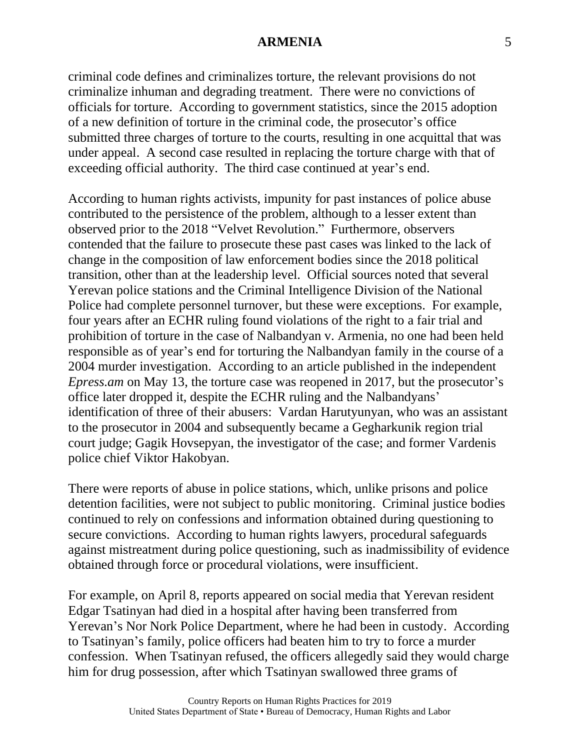criminal code defines and criminalizes torture, the relevant provisions do not criminalize inhuman and degrading treatment. There were no convictions of officials for torture. According to government statistics, since the 2015 adoption of a new definition of torture in the criminal code, the prosecutor's office submitted three charges of torture to the courts, resulting in one acquittal that was under appeal. A second case resulted in replacing the torture charge with that of exceeding official authority. The third case continued at year's end.

According to human rights activists, impunity for past instances of police abuse contributed to the persistence of the problem, although to a lesser extent than observed prior to the 2018 "Velvet Revolution." Furthermore, observers contended that the failure to prosecute these past cases was linked to the lack of change in the composition of law enforcement bodies since the 2018 political transition, other than at the leadership level. Official sources noted that several Yerevan police stations and the Criminal Intelligence Division of the National Police had complete personnel turnover, but these were exceptions. For example, four years after an ECHR ruling found violations of the right to a fair trial and prohibition of torture in the case of Nalbandyan v. Armenia, no one had been held responsible as of year's end for torturing the Nalbandyan family in the course of a 2004 murder investigation. According to an article published in the independent *Epress.am* on May 13, the torture case was reopened in 2017, but the prosecutor's office later dropped it, despite the ECHR ruling and the Nalbandyans' identification of three of their abusers: Vardan Harutyunyan, who was an assistant to the prosecutor in 2004 and subsequently became a Gegharkunik region trial court judge; Gagik Hovsepyan, the investigator of the case; and former Vardenis police chief Viktor Hakobyan.

There were reports of abuse in police stations, which, unlike prisons and police detention facilities, were not subject to public monitoring. Criminal justice bodies continued to rely on confessions and information obtained during questioning to secure convictions. According to human rights lawyers, procedural safeguards against mistreatment during police questioning, such as inadmissibility of evidence obtained through force or procedural violations, were insufficient.

For example, on April 8, reports appeared on social media that Yerevan resident Edgar Tsatinyan had died in a hospital after having been transferred from Yerevan's Nor Nork Police Department, where he had been in custody. According to Tsatinyan's family, police officers had beaten him to try to force a murder confession. When Tsatinyan refused, the officers allegedly said they would charge him for drug possession, after which Tsatinyan swallowed three grams of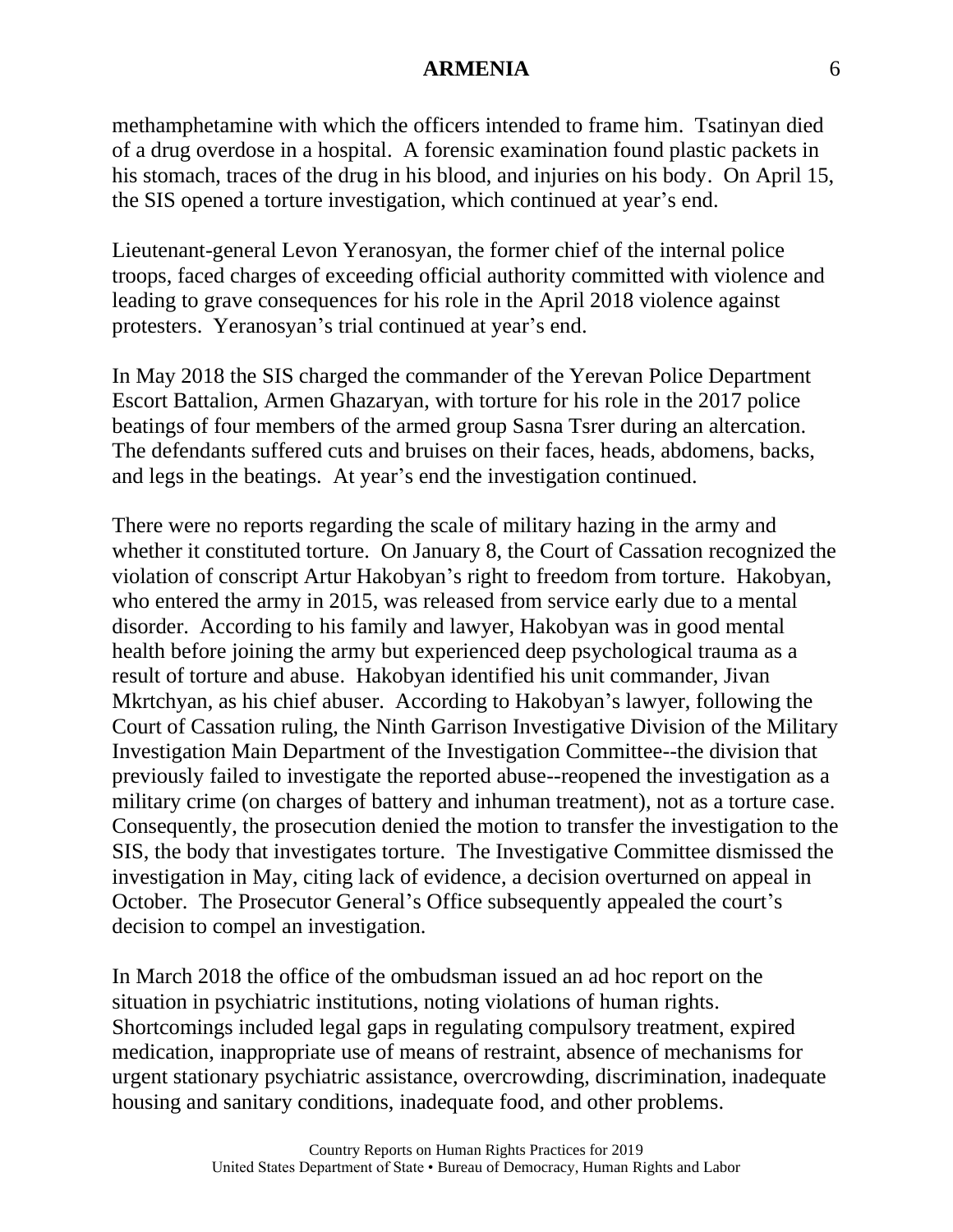methamphetamine with which the officers intended to frame him. Tsatinyan died of a drug overdose in a hospital. A forensic examination found plastic packets in his stomach, traces of the drug in his blood, and injuries on his body. On April 15, the SIS opened a torture investigation, which continued at year's end.

Lieutenant-general Levon Yeranosyan, the former chief of the internal police troops, faced charges of exceeding official authority committed with violence and leading to grave consequences for his role in the April 2018 violence against protesters. Yeranosyan's trial continued at year's end.

In May 2018 the SIS charged the commander of the Yerevan Police Department Escort Battalion, Armen Ghazaryan, with torture for his role in the 2017 police beatings of four members of the armed group Sasna Tsrer during an altercation. The defendants suffered cuts and bruises on their faces, heads, abdomens, backs, and legs in the beatings. At year's end the investigation continued.

There were no reports regarding the scale of military hazing in the army and whether it constituted torture. On January 8, the Court of Cassation recognized the violation of conscript Artur Hakobyan's right to freedom from torture. Hakobyan, who entered the army in 2015, was released from service early due to a mental disorder. According to his family and lawyer, Hakobyan was in good mental health before joining the army but experienced deep psychological trauma as a result of torture and abuse. Hakobyan identified his unit commander, Jivan Mkrtchyan, as his chief abuser. According to Hakobyan's lawyer, following the Court of Cassation ruling, the Ninth Garrison Investigative Division of the Military Investigation Main Department of the Investigation Committee--the division that previously failed to investigate the reported abuse--reopened the investigation as a military crime (on charges of battery and inhuman treatment), not as a torture case. Consequently, the prosecution denied the motion to transfer the investigation to the SIS, the body that investigates torture. The Investigative Committee dismissed the investigation in May, citing lack of evidence, a decision overturned on appeal in October. The Prosecutor General's Office subsequently appealed the court's decision to compel an investigation.

In March 2018 the office of the ombudsman issued an ad hoc report on the situation in psychiatric institutions, noting violations of human rights. Shortcomings included legal gaps in regulating compulsory treatment, expired medication, inappropriate use of means of restraint, absence of mechanisms for urgent stationary psychiatric assistance, overcrowding, discrimination, inadequate housing and sanitary conditions, inadequate food, and other problems.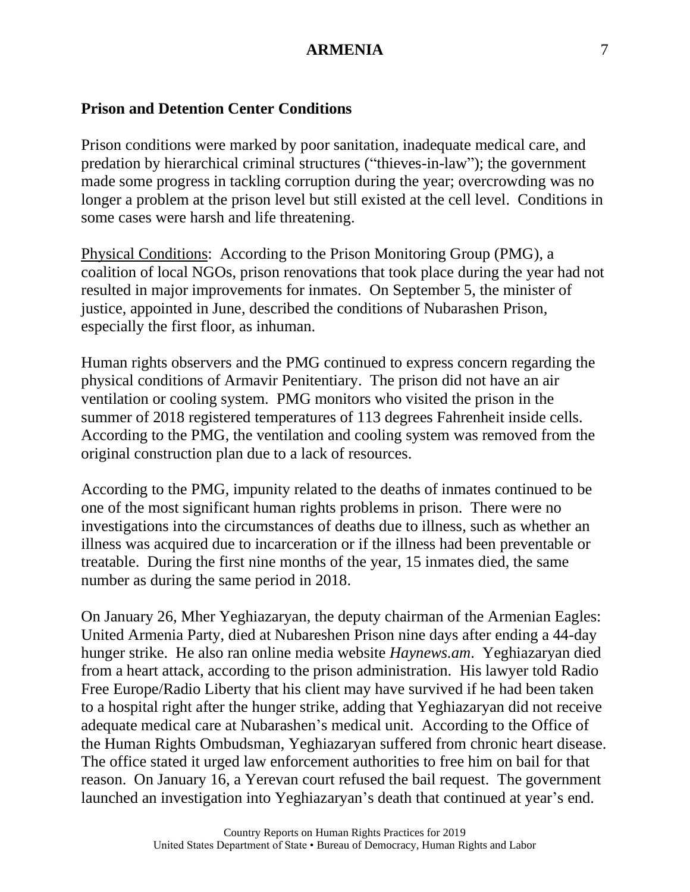### Prison and Detention Center Conditions

Prison conditions were marked by poor sanitation, inadequate medical care, and predation by hierarchical criminal structures (“thieves-in-law”); the government made some progress in tackling corruption during the year; overcrowding was no longer a problem at the prison level but still existed at the cell level. Conditions in some cases were harsh and life threatening.

Physical Conditions: According to the Prison Monitoring Group (PMG), a coalition of local NGOs, prison renovations that took place during the year had not resulted in major improvements for inmates. On September 5, the minister of justice, appointed in June, described the conditions of Nubarashen Prison, especially the first floor, as inhuman.

Human rights observers and the PMG continued to express concern regarding the physical conditions of Armavir Penitentiary. The prison did not have an air ventilation or cooling system. PMG monitors who visited the prison in the summer of 2018 registered temperatures of 113 degrees Fahrenheit inside cells. According to the PMG, the ventilation and cooling system was removed from the original construction plan due to a lack of resources.

According to the PMG, impunity related to the deaths of inmates continued to be one of the most significant human rights problems in prison. There were no investigations into the circumstances of deaths due to illness, such as whether an illness was acquired due to incarceration or if the illness had been preventable or treatable. During the first nine months of the year, 15 inmates died, the same number as during the same period in 2018.

On January 26, Mher Yeghiazaryan, the deputy chairman of the Armenian Eagles: United Armenia Party, died at Nubareshen Prison nine days after ending a 44-day hunger strike. He also ran online media website *Haynews.am*. Yeghiazaryan died from a heart attack, according to the prison administration. His lawyer told Radio Free Europe/Radio Liberty that his client may have survived if he had been taken to a hospital right after the hunger strike, adding that Yeghiazaryan did not receive adequate medical care at Nubarashen’s medical unit. According to the Office of the Human Rights Ombudsman, Yeghiazaryan suffered from chronic heart disease. The office stated it urged law enforcement authorities to free him on bail for that reason. On January 16, a Yerevan court refused the bail request. The government launched an investigation into Yeghiazaryan’s death that continued at year’s end.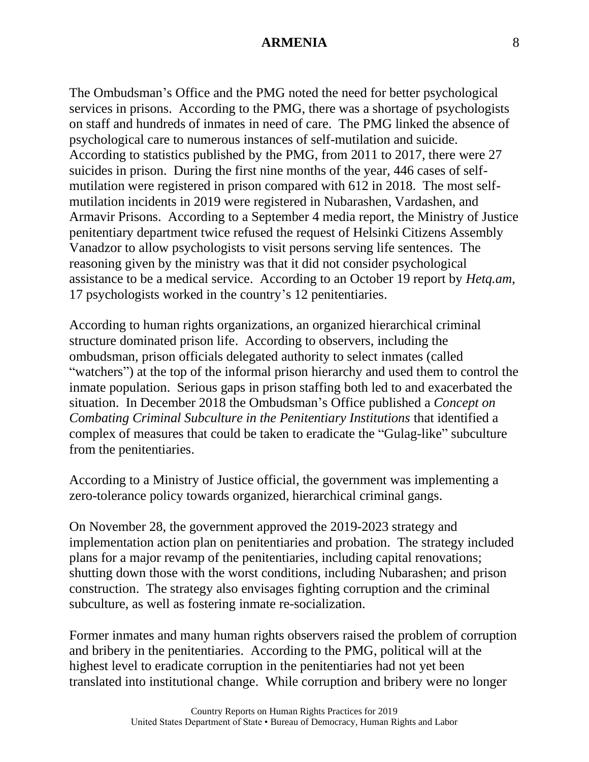The Ombudsman's Office and the PMG noted the need for better psychological services in prisons. According to the PMG, there was a shortage of psychologists on staff and hundreds of inmates in need of care. The PMG linked the absence of psychological care to numerous instances of self-mutilation and suicide. According to statistics published by the PMG, from 2011 to 2017, there were 27 suicides in prison. During the first nine months of the year, 446 cases of self-mutilation were registered in prison compared with 612 in 2018. The most self-mutilation incidents in 2019 were registered in Nubarashen, Vardashen, and Armavir Prisons. According to a September 4 media report, the Ministry of Justice penitentiary department twice refused the request of Helsinki Citizens Assembly Vanadzor to allow psychologists to visit persons serving life sentences. The reasoning given by the ministry was that it did not consider psychological assistance to be a medical service. According to an October 19 report by *Hetq.am*, 17 psychologists worked in the country's 12 penitentiaries.

According to human rights organizations, an organized hierarchical criminal structure dominated prison life. According to observers, including the ombudsman, prison officials delegated authority to select inmates (called "watchers") at the top of the informal prison hierarchy and used them to control the inmate population. Serious gaps in prison staffing both led to and exacerbated the situation. In December 2018 the Ombudsman's Office published a *Concept on Combating Criminal Subculture in the Penitentiary Institutions* that identified a complex of measures that could be taken to eradicate the "Gulag-like" subculture from the penitentiaries.

According to a Ministry of Justice official, the government was implementing a zero-tolerance policy towards organized, hierarchical criminal gangs.

On November 28, the government approved the 2019-2023 strategy and implementation action plan on penitentiaries and probation. The strategy included plans for a major revamp of the penitentiaries, including capital renovations; shutting down those with the worst conditions, including Nubarashen; and prison construction. The strategy also envisages fighting corruption and the criminal subculture, as well as fostering inmate re-socialization.

Former inmates and many human rights observers raised the problem of corruption and bribery in the penitentiaries. According to the PMG, political will at the highest level to eradicate corruption in the penitentiaries had not yet been translated into institutional change. While corruption and bribery were no longer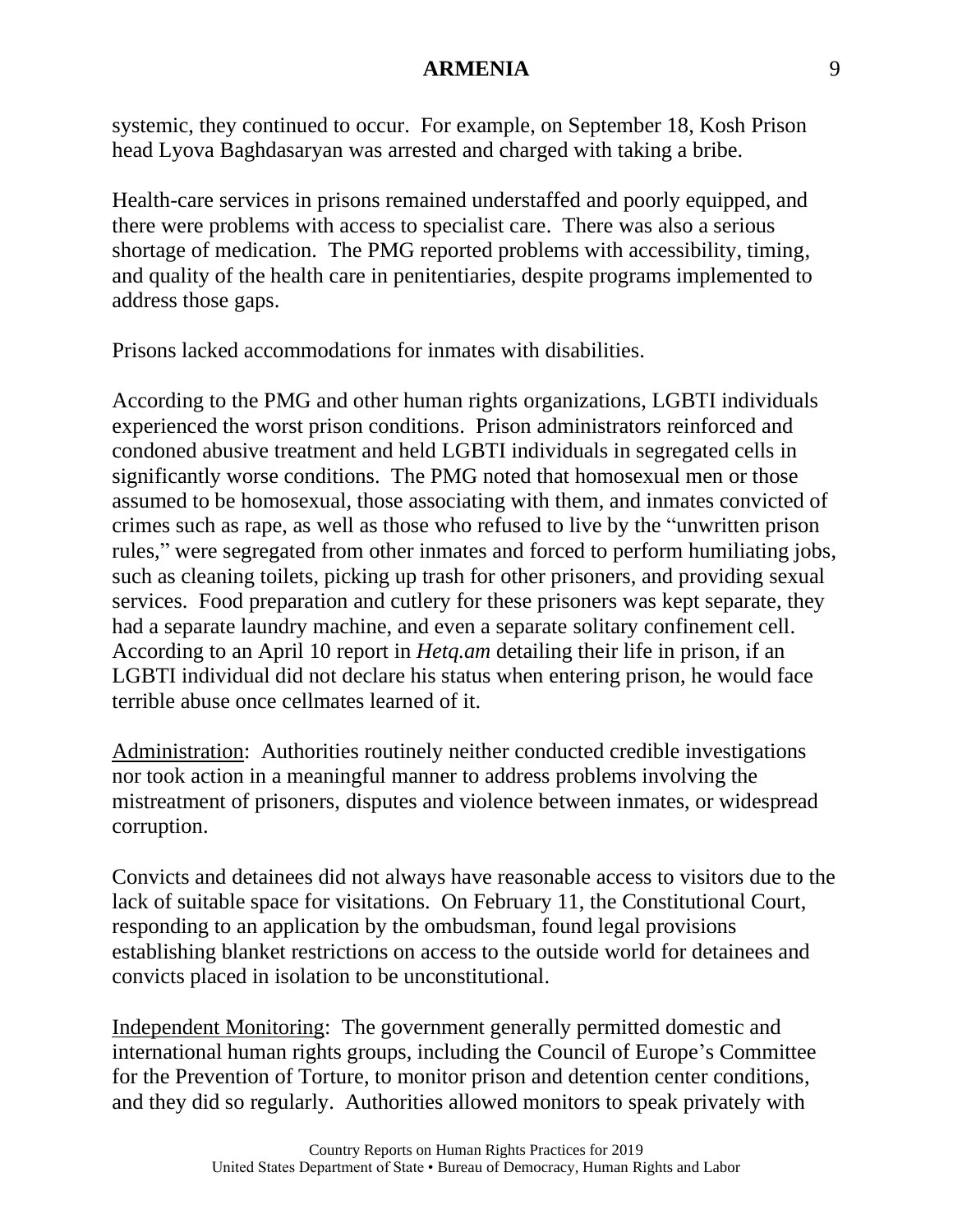systemic, they continued to occur. For example, on September 18, Kosh Prison head Lyova Baghdasaryan was arrested and charged with taking a bribe.

Health-care services in prisons remained understaffed and poorly equipped, and there were problems with access to specialist care. There was also a serious shortage of medication. The PMG reported problems with accessibility, timing, and quality of the health care in penitentiaries, despite programs implemented to address those gaps.

Prisons lacked accommodations for inmates with disabilities.

According to the PMG and other human rights organizations, LGBTI individuals experienced the worst prison conditions. Prison administrators reinforced and condoned abusive treatment and held LGBTI individuals in segregated cells in significantly worse conditions. The PMG noted that homosexual men or those assumed to be homosexual, those associating with them, and inmates convicted of crimes such as rape, as well as those who refused to live by the "unwritten prison rules," were segregated from other inmates and forced to perform humiliating jobs, such as cleaning toilets, picking up trash for other prisoners, and providing sexual services. Food preparation and cutlery for these prisoners was kept separate, they had a separate laundry machine, and even a separate solitary confinement cell. According to an April 10 report in *Hetq.am* detailing their life in prison, if an LGBTI individual did not declare his status when entering prison, he would face terrible abuse once cellmates learned of it.

<u>Administration</u>: Authorities routinely neither conducted credible investigations nor took action in a meaningful manner to address problems involving the mistreatment of prisoners, disputes and violence between inmates, or widespread corruption.

Convicts and detainees did not always have reasonable access to visitors due to the lack of suitable space for visitations. On February 11, the Constitutional Court, responding to an application by the ombudsman, found legal provisions establishing blanket restrictions on access to the outside world for detainees and convicts placed in isolation to be unconstitutional.

<u>Independent Monitoring</u>: The government generally permitted domestic and international human rights groups, including the Council of Europe's Committee for the Prevention of Torture, to monitor prison and detention center conditions, and they did so regularly. Authorities allowed monitors to speak privately with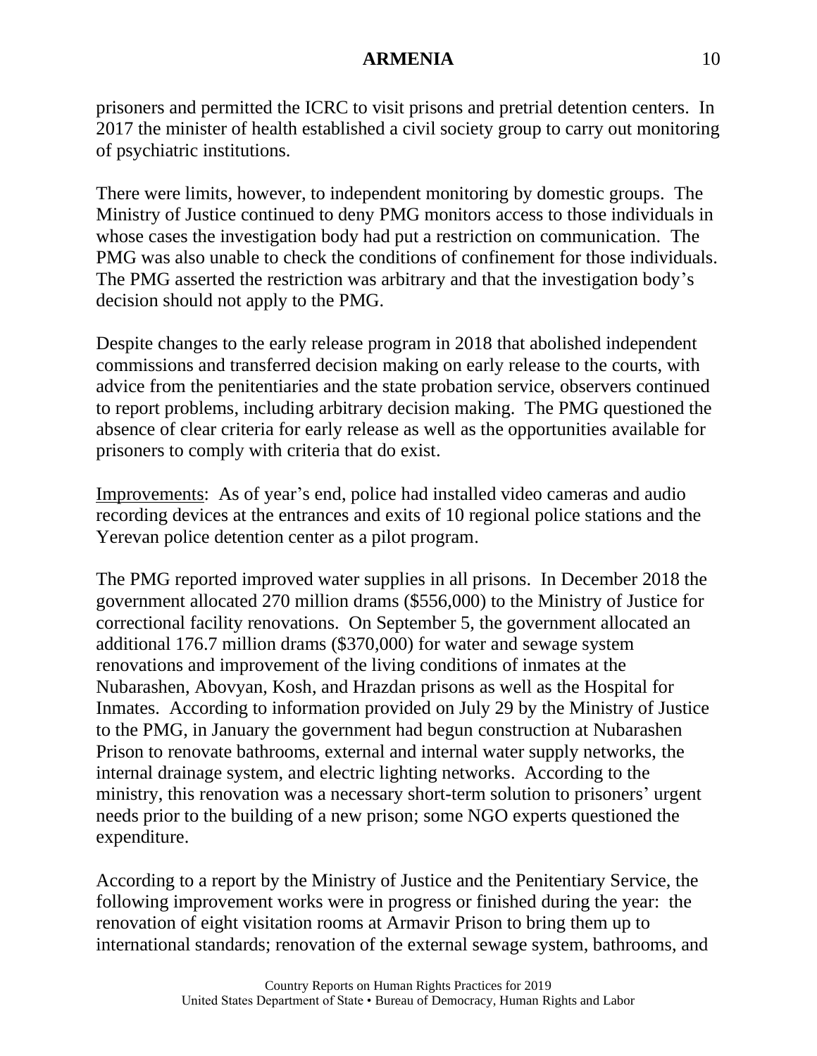prisoners and permitted the ICRC to visit prisons and pretrial detention centers. In 2017 the minister of health established a civil society group to carry out monitoring of psychiatric institutions.

There were limits, however, to independent monitoring by domestic groups. The Ministry of Justice continued to deny PMG monitors access to those individuals in whose cases the investigation body had put a restriction on communication. The PMG was also unable to check the conditions of confinement for those individuals. The PMG asserted the restriction was arbitrary and that the investigation body's decision should not apply to the PMG.

Despite changes to the early release program in 2018 that abolished independent commissions and transferred decision making on early release to the courts, with advice from the penitentiaries and the state probation service, observers continued to report problems, including arbitrary decision making. The PMG questioned the absence of clear criteria for early release as well as the opportunities available for prisoners to comply with criteria that do exist.

Improvements: As of year's end, police had installed video cameras and audio recording devices at the entrances and exits of 10 regional police stations and the Yerevan police detention center as a pilot program.

The PMG reported improved water supplies in all prisons. In December 2018 the government allocated 270 million drams ($556,000) to the Ministry of Justice for correctional facility renovations. On September 5, the government allocated an additional 176.7 million drams ($370,000) for water and sewage system renovations and improvement of the living conditions of inmates at the Nubarashen, Abovyan, Kosh, and Hrazdan prisons as well as the Hospital for Inmates. According to information provided on July 29 by the Ministry of Justice to the PMG, in January the government had begun construction at Nubarashen Prison to renovate bathrooms, external and internal water supply networks, the internal drainage system, and electric lighting networks. According to the ministry, this renovation was a necessary short-term solution to prisoners' urgent needs prior to the building of a new prison; some NGO experts questioned the expenditure.

According to a report by the Ministry of Justice and the Penitentiary Service, the following improvement works were in progress or finished during the year: the renovation of eight visitation rooms at Armavir Prison to bring them up to international standards; renovation of the external sewage system, bathrooms, and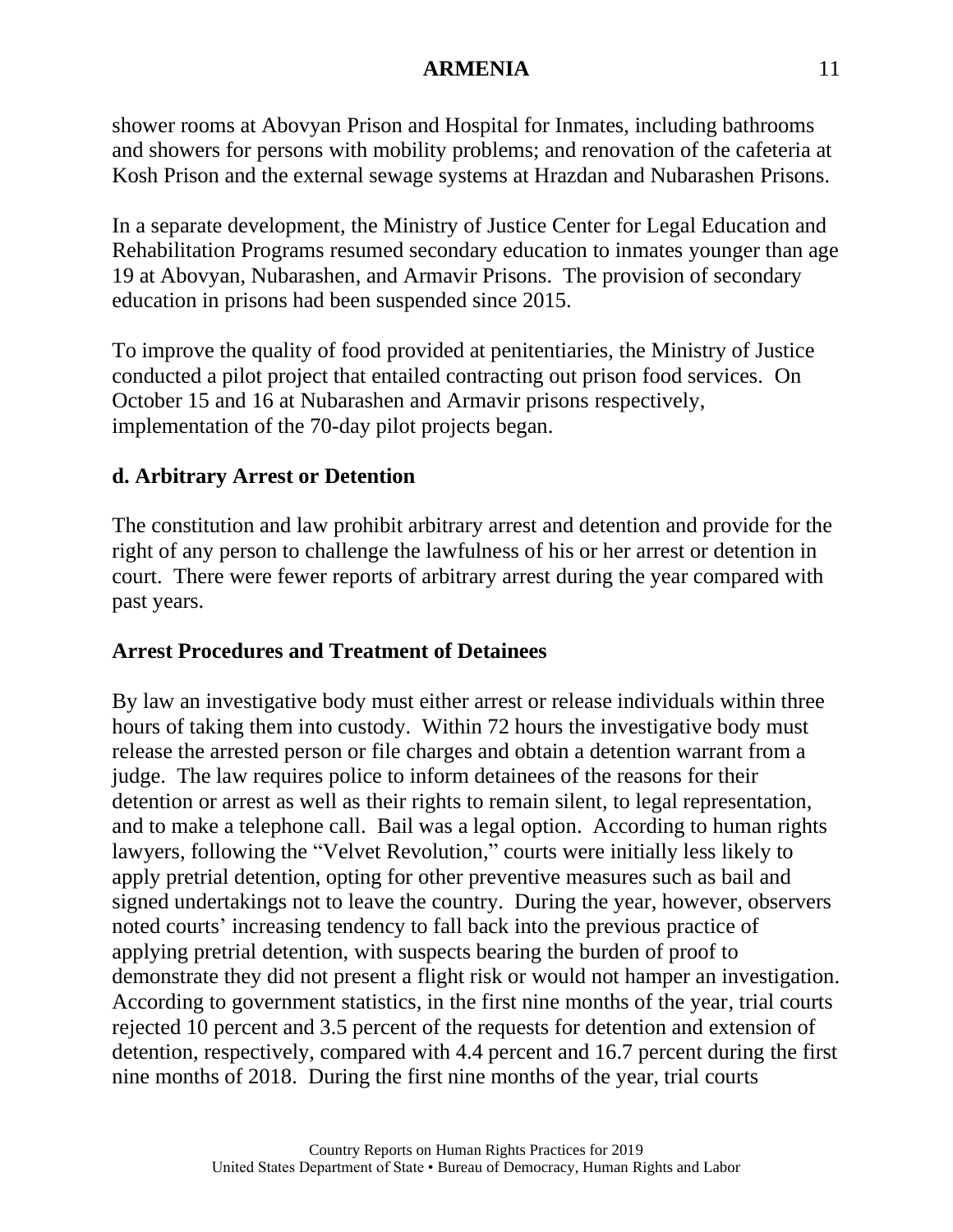shower rooms at Abovyan Prison and Hospital for Inmates, including bathrooms and showers for persons with mobility problems; and renovation of the cafeteria at Kosh Prison and the external sewage systems at Hrazdan and Nubarashen Prisons.

In a separate development, the Ministry of Justice Center for Legal Education and Rehabilitation Programs resumed secondary education to inmates younger than age 19 at Abovyan, Nubarashen, and Armavir Prisons. The provision of secondary education in prisons had been suspended since 2015.

To improve the quality of food provided at penitentiaries, the Ministry of Justice conducted a pilot project that entailed contracting out prison food services. On October 15 and 16 at Nubarashen and Armavir prisons respectively, implementation of the 70-day pilot projects began.

## d. Arbitrary Arrest or Detention

The constitution and law prohibit arbitrary arrest and detention and provide for the right of any person to challenge the lawfulness of his or her arrest or detention in court. There were fewer reports of arbitrary arrest during the year compared with past years.

### Arrest Procedures and Treatment of Detainees

By law an investigative body must either arrest or release individuals within three hours of taking them into custody. Within 72 hours the investigative body must release the arrested person or file charges and obtain a detention warrant from a judge. The law requires police to inform detainees of the reasons for their detention or arrest as well as their rights to remain silent, to legal representation, and to make a telephone call. Bail was a legal option. According to human rights lawyers, following the "Velvet Revolution," courts were initially less likely to apply pretrial detention, opting for other preventive measures such as bail and signed undertakings not to leave the country. During the year, however, observers noted courts' increasing tendency to fall back into the previous practice of applying pretrial detention, with suspects bearing the burden of proof to demonstrate they did not present a flight risk or would not hamper an investigation. According to government statistics, in the first nine months of the year, trial courts rejected 10 percent and 3.5 percent of the requests for detention and extension of detention, respectively, compared with 4.4 percent and 16.7 percent during the first nine months of 2018. During the first nine months of the year, trial courts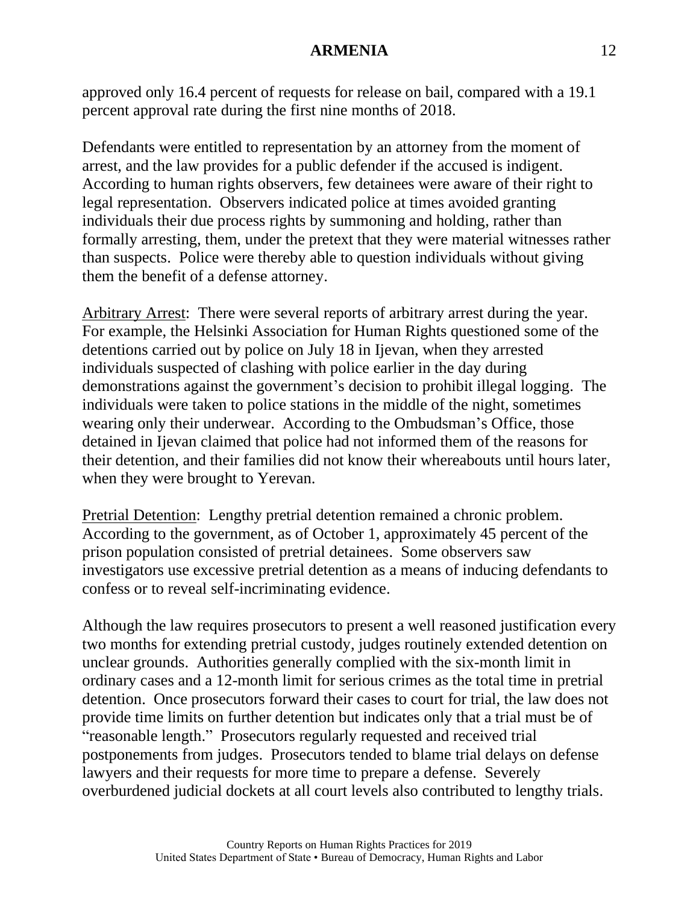approved only 16.4 percent of requests for release on bail, compared with a 19.1 percent approval rate during the first nine months of 2018.

Defendants were entitled to representation by an attorney from the moment of arrest, and the law provides for a public defender if the accused is indigent. According to human rights observers, few detainees were aware of their right to legal representation. Observers indicated police at times avoided granting individuals their due process rights by summoning and holding, rather than formally arresting, them, under the pretext that they were material witnesses rather than suspects. Police were thereby able to question individuals without giving them the benefit of a defense attorney.

Arbitrary Arrest: There were several reports of arbitrary arrest during the year. For example, the Helsinki Association for Human Rights questioned some of the detentions carried out by police on July 18 in Ijevan, when they arrested individuals suspected of clashing with police earlier in the day during demonstrations against the government's decision to prohibit illegal logging. The individuals were taken to police stations in the middle of the night, sometimes wearing only their underwear. According to the Ombudsman's Office, those detained in Ijevan claimed that police had not informed them of the reasons for their detention, and their families did not know their whereabouts until hours later, when they were brought to Yerevan.

Pretrial Detention: Lengthy pretrial detention remained a chronic problem. According to the government, as of October 1, approximately 45 percent of the prison population consisted of pretrial detainees. Some observers saw investigators use excessive pretrial detention as a means of inducing defendants to confess or to reveal self-incriminating evidence.

Although the law requires prosecutors to present a well reasoned justification every two months for extending pretrial custody, judges routinely extended detention on unclear grounds. Authorities generally complied with the six-month limit in ordinary cases and a 12-month limit for serious crimes as the total time in pretrial detention. Once prosecutors forward their cases to court for trial, the law does not provide time limits on further detention but indicates only that a trial must be of "reasonable length." Prosecutors regularly requested and received trial postponements from judges. Prosecutors tended to blame trial delays on defense lawyers and their requests for more time to prepare a defense. Severely overburdened judicial dockets at all court levels also contributed to lengthy trials.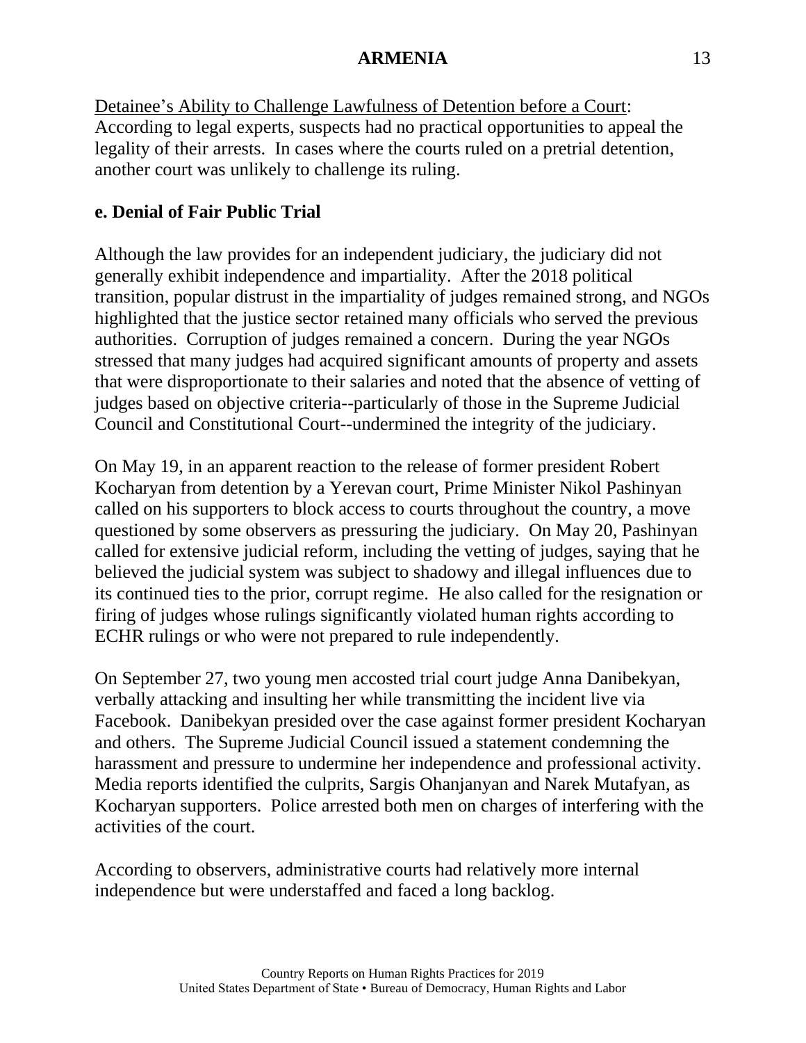Detainee’s Ability to Challenge Lawfulness of Detention before a Court: According to legal experts, suspects had no practical opportunities to appeal the legality of their arrests. In cases where the courts ruled on a pretrial detention, another court was unlikely to challenge its ruling.

**e. Denial of Fair Public Trial**

Although the law provides for an independent judiciary, the judiciary did not generally exhibit independence and impartiality. After the 2018 political transition, popular distrust in the impartiality of judges remained strong, and NGOs highlighted that the justice sector retained many officials who served the previous authorities. Corruption of judges remained a concern. During the year NGOs stressed that many judges had acquired significant amounts of property and assets that were disproportionate to their salaries and noted that the absence of vetting of judges based on objective criteria--particularly of those in the Supreme Judicial Council and Constitutional Court--undermined the integrity of the judiciary.

On May 19, in an apparent reaction to the release of former president Robert Kocharyan from detention by a Yerevan court, Prime Minister Nikol Pashinyan called on his supporters to block access to courts throughout the country, a move questioned by some observers as pressuring the judiciary. On May 20, Pashinyan called for extensive judicial reform, including the vetting of judges, saying that he believed the judicial system was subject to shadowy and illegal influences due to its continued ties to the prior, corrupt regime. He also called for the resignation or firing of judges whose rulings significantly violated human rights according to ECHR rulings or who were not prepared to rule independently.

On September 27, two young men accosted trial court judge Anna Danibekyan, verbally attacking and insulting her while transmitting the incident live via Facebook. Danibekyan presided over the case against former president Kocharyan and others. The Supreme Judicial Council issued a statement condemning the harassment and pressure to undermine her independence and professional activity. Media reports identified the culprits, Sargis Ohanjanyan and Narek Mutafyan, as Kocharyan supporters. Police arrested both men on charges of interfering with the activities of the court.

According to observers, administrative courts had relatively more internal independence but were understaffed and faced a long backlog.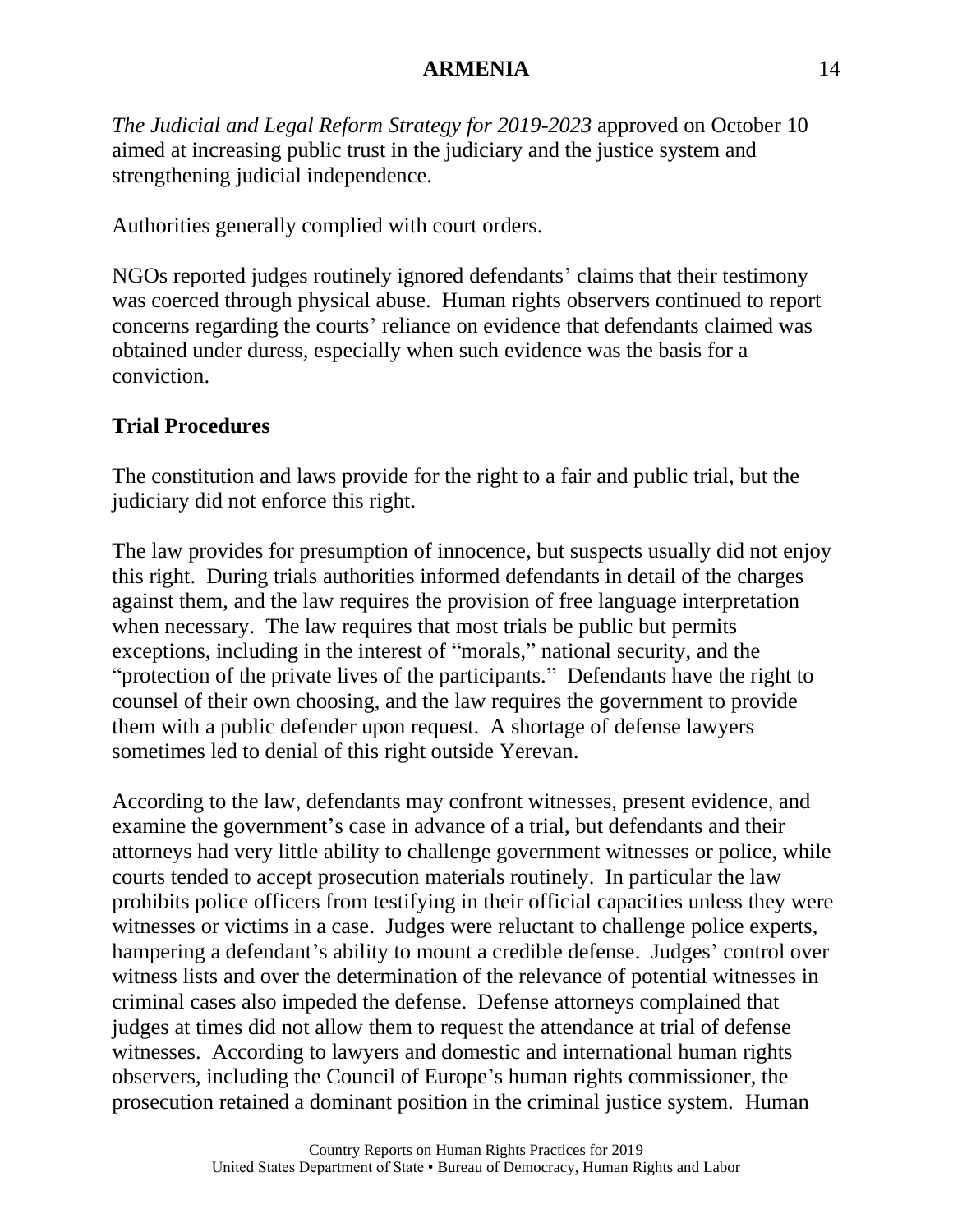*The Judicial and Legal Reform Strategy for 2019-2023* approved on October 10 aimed at increasing public trust in the judiciary and the justice system and strengthening judicial independence.

Authorities generally complied with court orders.

NGOs reported judges routinely ignored defendants' claims that their testimony was coerced through physical abuse. Human rights observers continued to report concerns regarding the courts' reliance on evidence that defendants claimed was obtained under duress, especially when such evidence was the basis for a conviction.

**Trial Procedures**

The constitution and laws provide for the right to a fair and public trial, but the judiciary did not enforce this right.

The law provides for presumption of innocence, but suspects usually did not enjoy this right. During trials authorities informed defendants in detail of the charges against them, and the law requires the provision of free language interpretation when necessary. The law requires that most trials be public but permits exceptions, including in the interest of "morals," national security, and the "protection of the private lives of the participants." Defendants have the right to counsel of their own choosing, and the law requires the government to provide them with a public defender upon request. A shortage of defense lawyers sometimes led to denial of this right outside Yerevan.

According to the law, defendants may confront witnesses, present evidence, and examine the government's case in advance of a trial, but defendants and their attorneys had very little ability to challenge government witnesses or police, while courts tended to accept prosecution materials routinely. In particular the law prohibits police officers from testifying in their official capacities unless they were witnesses or victims in a case. Judges were reluctant to challenge police experts, hampering a defendant's ability to mount a credible defense. Judges' control over witness lists and over the determination of the relevance of potential witnesses in criminal cases also impeded the defense. Defense attorneys complained that judges at times did not allow them to request the attendance at trial of defense witnesses. According to lawyers and domestic and international human rights observers, including the Council of Europe's human rights commissioner, the prosecution retained a dominant position in the criminal justice system. Human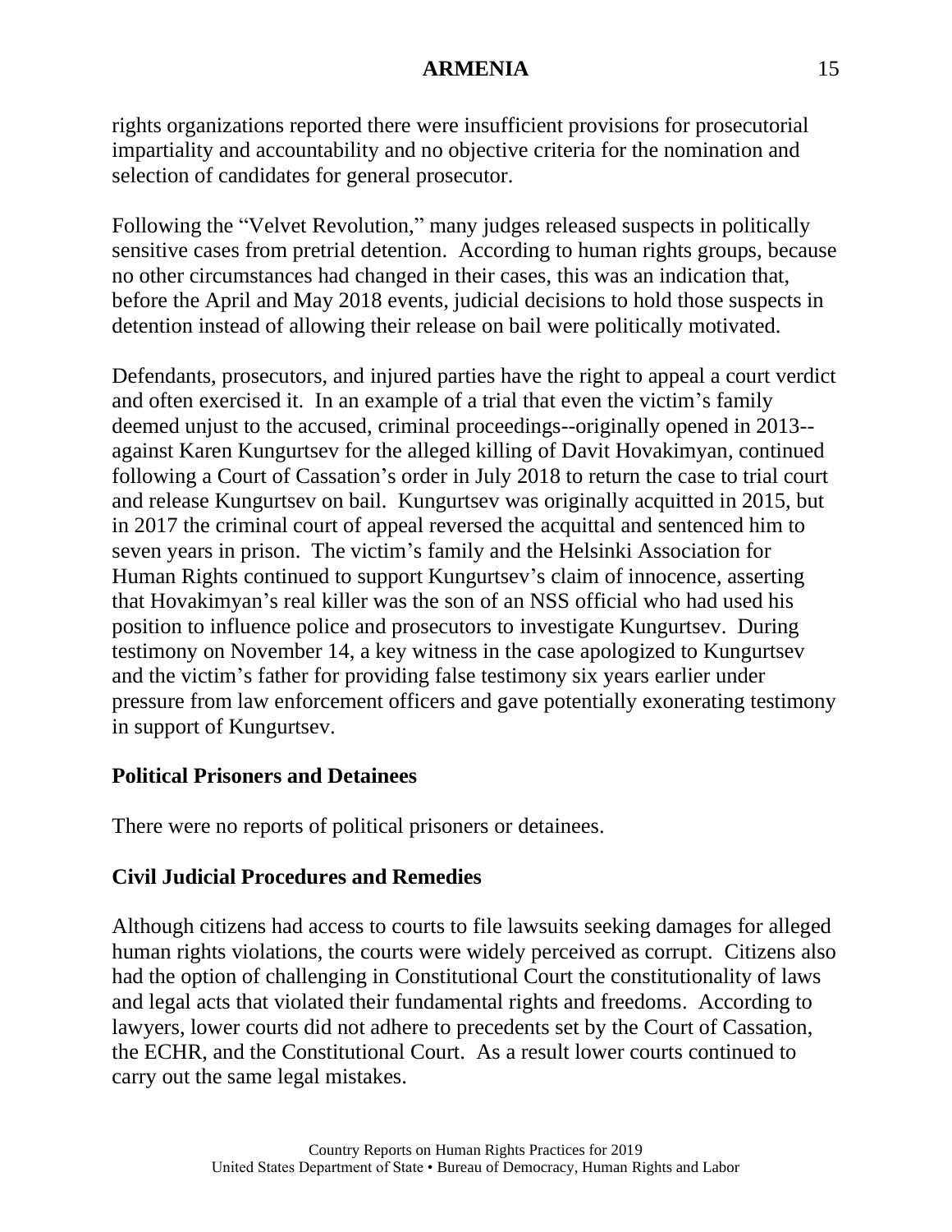rights organizations reported there were insufficient provisions for prosecutorial impartiality and accountability and no objective criteria for the nomination and selection of candidates for general prosecutor.

Following the “Velvet Revolution,” many judges released suspects in politically sensitive cases from pretrial detention. According to human rights groups, because no other circumstances had changed in their cases, this was an indication that, before the April and May 2018 events, judicial decisions to hold those suspects in detention instead of allowing their release on bail were politically motivated.

Defendants, prosecutors, and injured parties have the right to appeal a court verdict and often exercised it. In an example of a trial that even the victim’s family deemed unjust to the accused, criminal proceedings--originally opened in 2013--against Karen Kungurtsev for the alleged killing of Davit Hovakimyan, continued following a Court of Cassation’s order in July 2018 to return the case to trial court and release Kungurtsev on bail. Kungurtsev was originally acquitted in 2015, but in 2017 the criminal court of appeal reversed the acquittal and sentenced him to seven years in prison. The victim’s family and the Helsinki Association for Human Rights continued to support Kungurtsev’s claim of innocence, asserting that Hovakimyan’s real killer was the son of an NSS official who had used his position to influence police and prosecutors to investigate Kungurtsev. During testimony on November 14, a key witness in the case apologized to Kungurtsev and the victim’s father for providing false testimony six years earlier under pressure from law enforcement officers and gave potentially exonerating testimony in support of Kungurtsev.

**Political Prisoners and Detainees**

There were no reports of political prisoners or detainees.

**Civil Judicial Procedures and Remedies**

Although citizens had access to courts to file lawsuits seeking damages for alleged human rights violations, the courts were widely perceived as corrupt. Citizens also had the option of challenging in Constitutional Court the constitutionality of laws and legal acts that violated their fundamental rights and freedoms. According to lawyers, lower courts did not adhere to precedents set by the Court of Cassation, the ECHR, and the Constitutional Court. As a result lower courts continued to carry out the same legal mistakes.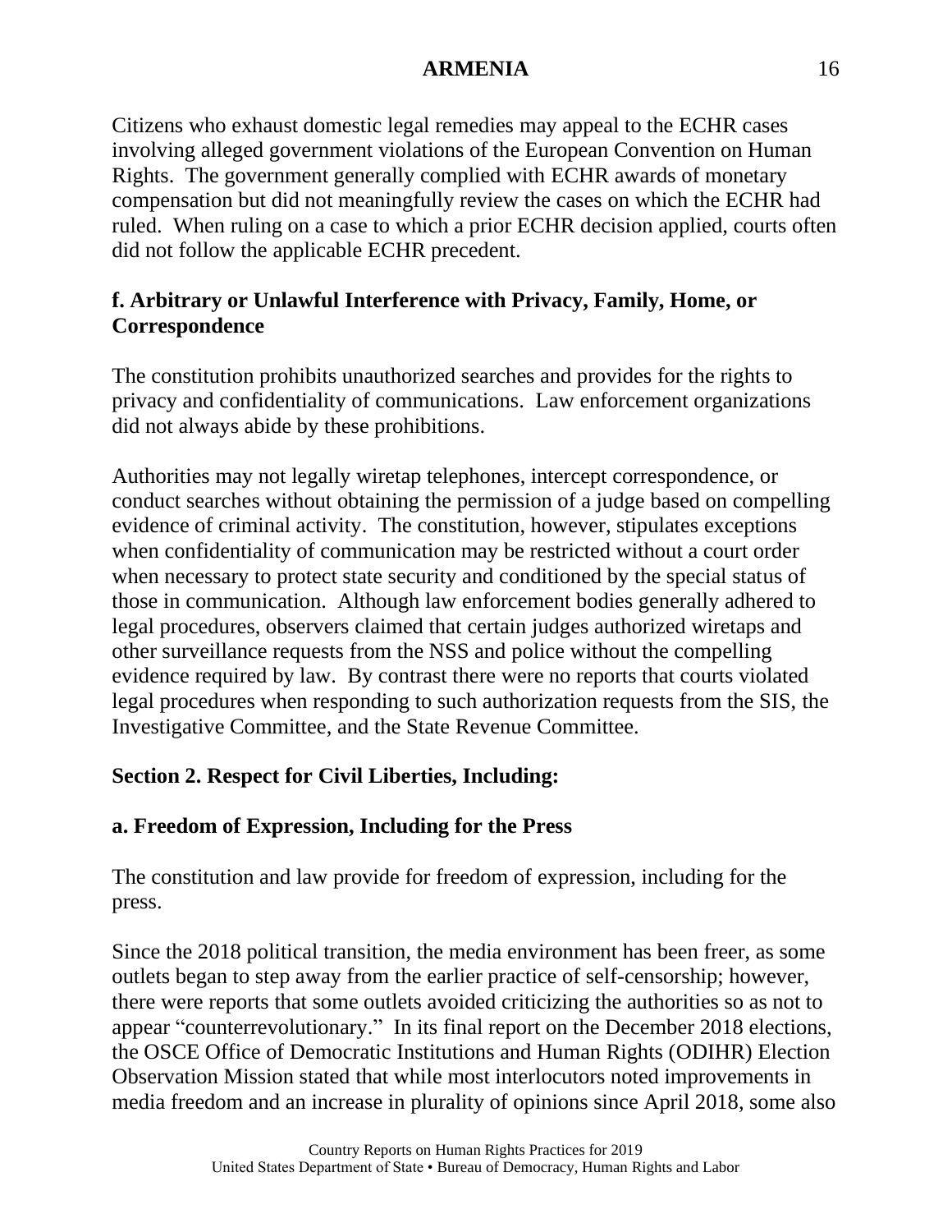Citizens who exhaust domestic legal remedies may appeal to the ECHR cases involving alleged government violations of the European Convention on Human Rights. The government generally complied with ECHR awards of monetary compensation but did not meaningfully review the cases on which the ECHR had ruled. When ruling on a case to which a prior ECHR decision applied, courts often did not follow the applicable ECHR precedent.

### f. Arbitrary or Unlawful Interference with Privacy, Family, Home, or Correspondence

The constitution prohibits unauthorized searches and provides for the rights to privacy and confidentiality of communications. Law enforcement organizations did not always abide by these prohibitions.

Authorities may not legally wiretap telephones, intercept correspondence, or conduct searches without obtaining the permission of a judge based on compelling evidence of criminal activity. The constitution, however, stipulates exceptions when confidentiality of communication may be restricted without a court order when necessary to protect state security and conditioned by the special status of those in communication. Although law enforcement bodies generally adhered to legal procedures, observers claimed that certain judges authorized wiretaps and other surveillance requests from the NSS and police without the compelling evidence required by law. By contrast there were no reports that courts violated legal procedures when responding to such authorization requests from the SIS, the Investigative Committee, and the State Revenue Committee.

## Section 2. Respect for Civil Liberties, Including:

### a. Freedom of Expression, Including for the Press

The constitution and law provide for freedom of expression, including for the press.

Since the 2018 political transition, the media environment has been freer, as some outlets began to step away from the earlier practice of self-censorship; however, there were reports that some outlets avoided criticizing the authorities so as not to appear "counterrevolutionary." In its final report on the December 2018 elections, the OSCE Office of Democratic Institutions and Human Rights (ODIHR) Election Observation Mission stated that while most interlocutors noted improvements in media freedom and an increase in plurality of opinions since April 2018, some also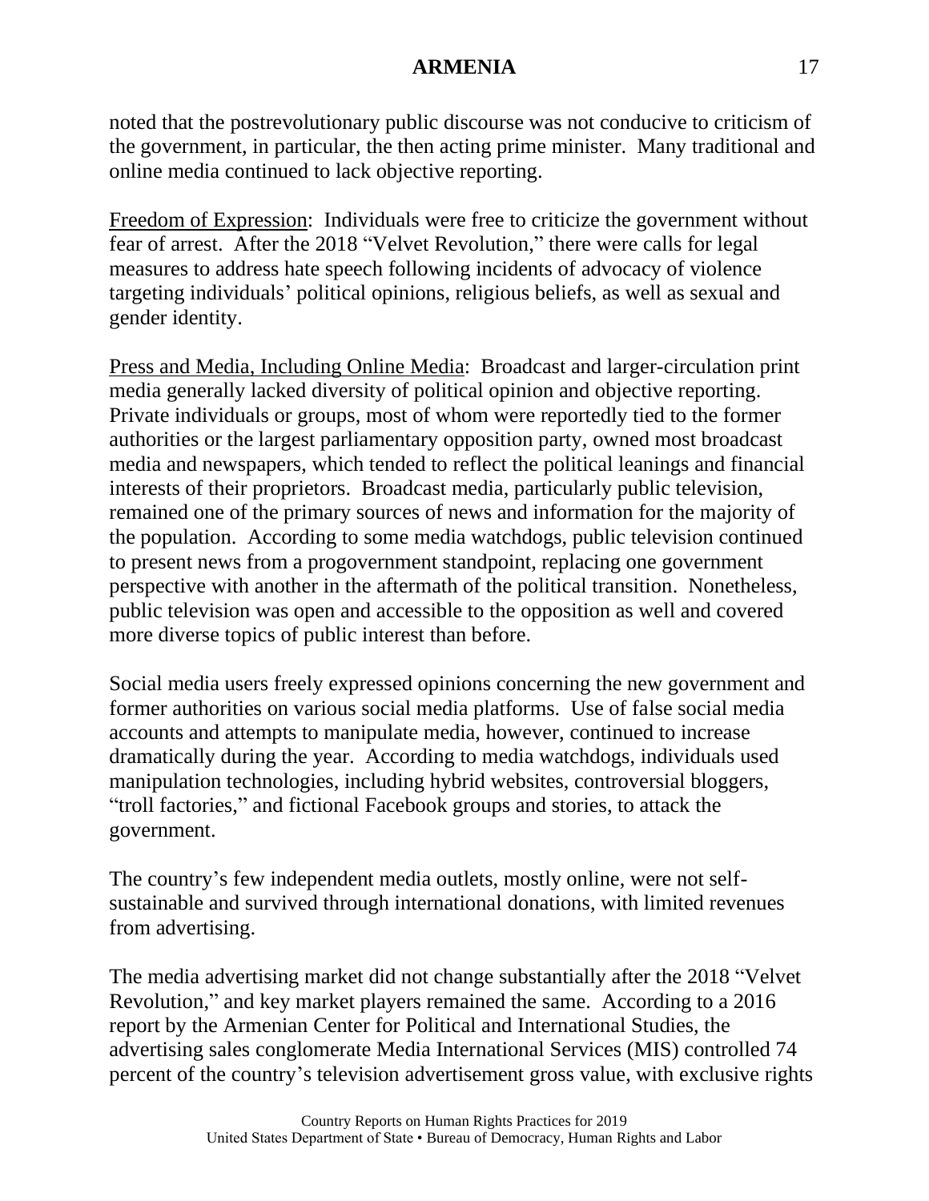noted that the postrevolutionary public discourse was not conducive to criticism of the government, in particular, the then acting prime minister. Many traditional and online media continued to lack objective reporting.

Freedom of Expression: Individuals were free to criticize the government without fear of arrest. After the 2018 "Velvet Revolution," there were calls for legal measures to address hate speech following incidents of advocacy of violence targeting individuals' political opinions, religious beliefs, as well as sexual and gender identity.

Press and Media, Including Online Media: Broadcast and larger-circulation print media generally lacked diversity of political opinion and objective reporting. Private individuals or groups, most of whom were reportedly tied to the former authorities or the largest parliamentary opposition party, owned most broadcast media and newspapers, which tended to reflect the political leanings and financial interests of their proprietors. Broadcast media, particularly public television, remained one of the primary sources of news and information for the majority of the population. According to some media watchdogs, public television continued to present news from a progovernment standpoint, replacing one government perspective with another in the aftermath of the political transition. Nonetheless, public television was open and accessible to the opposition as well and covered more diverse topics of public interest than before.

Social media users freely expressed opinions concerning the new government and former authorities on various social media platforms. Use of false social media accounts and attempts to manipulate media, however, continued to increase dramatically during the year. According to media watchdogs, individuals used manipulation technologies, including hybrid websites, controversial bloggers, "troll factories," and fictional Facebook groups and stories, to attack the government.

The country's few independent media outlets, mostly online, were not self-sustainable and survived through international donations, with limited revenues from advertising.

The media advertising market did not change substantially after the 2018 "Velvet Revolution," and key market players remained the same. According to a 2016 report by the Armenian Center for Political and International Studies, the advertising sales conglomerate Media International Services (MIS) controlled 74 percent of the country's television advertisement gross value, with exclusive rights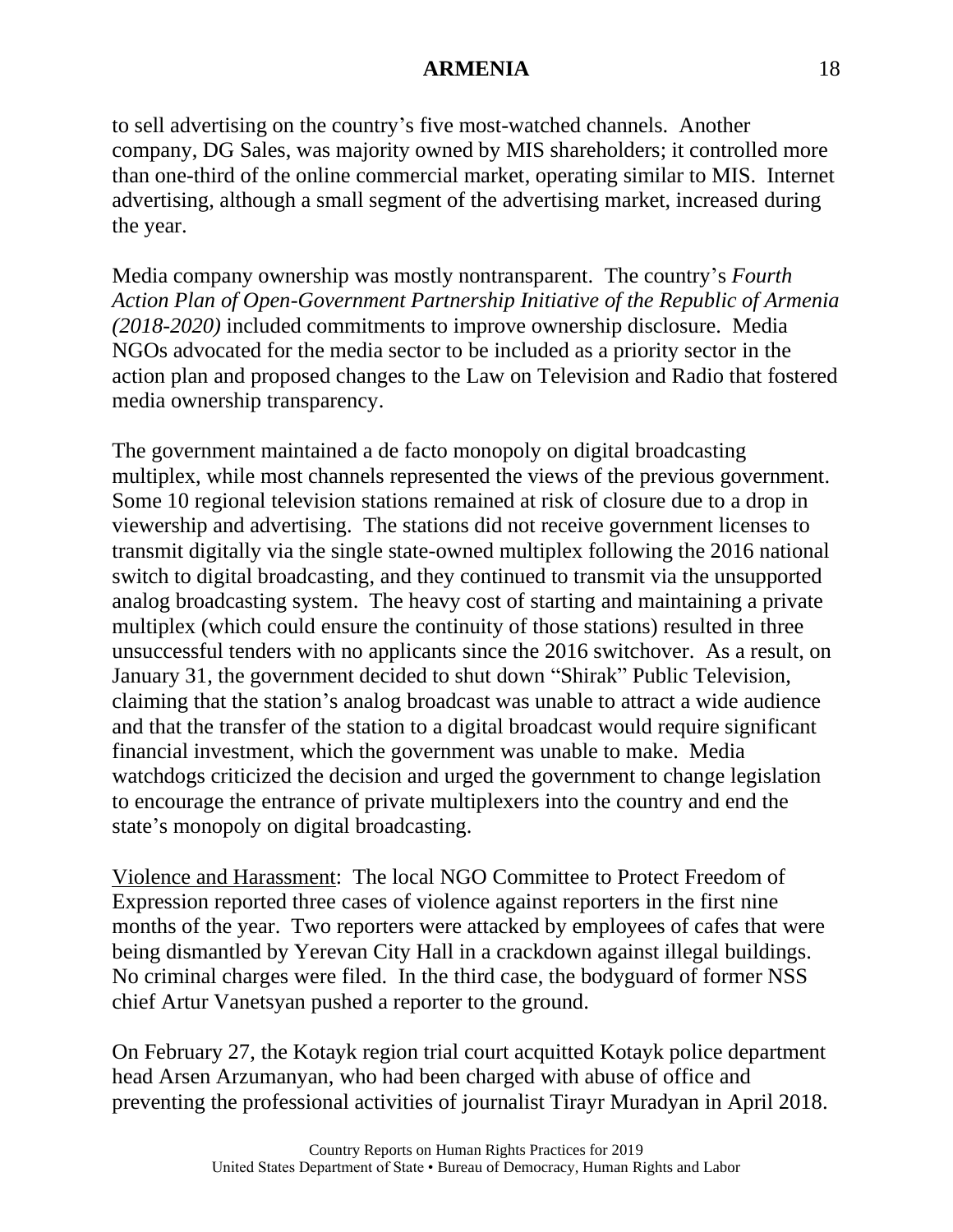to sell advertising on the country's five most-watched channels. Another company, DG Sales, was majority owned by MIS shareholders; it controlled more than one-third of the online commercial market, operating similar to MIS. Internet advertising, although a small segment of the advertising market, increased during the year.

Media company ownership was mostly nontransparent. The country's *Fourth Action Plan of Open-Government Partnership Initiative of the Republic of Armenia (2018-2020)* included commitments to improve ownership disclosure. Media NGOs advocated for the media sector to be included as a priority sector in the action plan and proposed changes to the Law on Television and Radio that fostered media ownership transparency.

The government maintained a de facto monopoly on digital broadcasting multiplex, while most channels represented the views of the previous government. Some 10 regional television stations remained at risk of closure due to a drop in viewership and advertising. The stations did not receive government licenses to transmit digitally via the single state-owned multiplex following the 2016 national switch to digital broadcasting, and they continued to transmit via the unsupported analog broadcasting system. The heavy cost of starting and maintaining a private multiplex (which could ensure the continuity of those stations) resulted in three unsuccessful tenders with no applicants since the 2016 switchover. As a result, on January 31, the government decided to shut down "Shirak" Public Television, claiming that the station's analog broadcast was unable to attract a wide audience and that the transfer of the station to a digital broadcast would require significant financial investment, which the government was unable to make. Media watchdogs criticized the decision and urged the government to change legislation to encourage the entrance of private multiplexers into the country and end the state's monopoly on digital broadcasting.

<u>Violence and Harassment</u>: The local NGO Committee to Protect Freedom of Expression reported three cases of violence against reporters in the first nine months of the year. Two reporters were attacked by employees of cafes that were being dismantled by Yerevan City Hall in a crackdown against illegal buildings. No criminal charges were filed. In the third case, the bodyguard of former NSS chief Artur Vanetsyan pushed a reporter to the ground.

On February 27, the Kotayk region trial court acquitted Kotayk police department head Arsen Arzumanyan, who had been charged with abuse of office and preventing the professional activities of journalist Tirayr Muradyan in April 2018.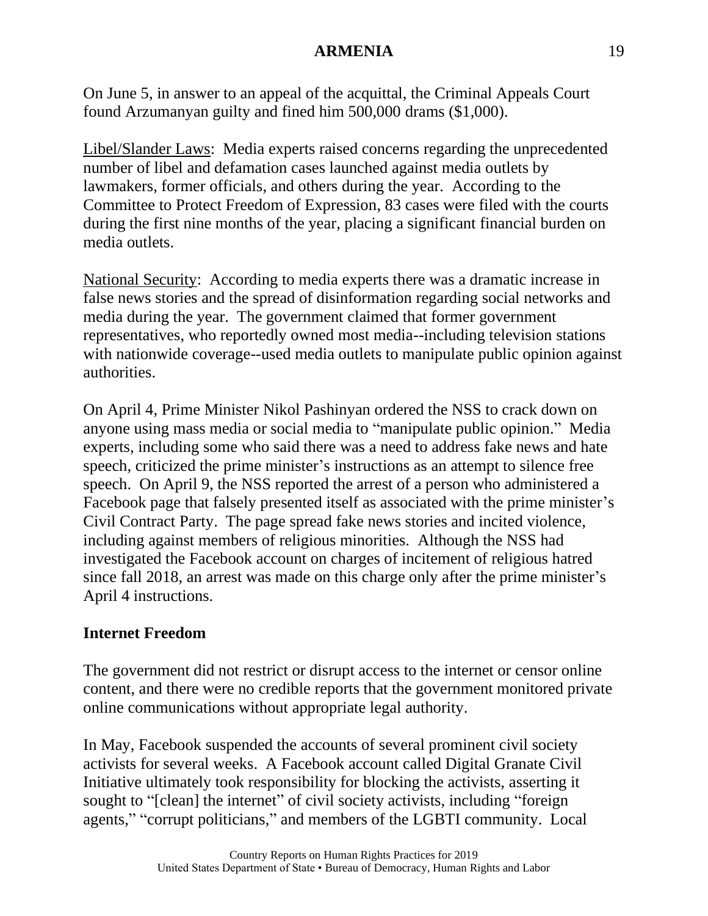On June 5, in answer to an appeal of the acquittal, the Criminal Appeals Court found Arzumanyan guilty and fined him 500,000 drams ($1,000).

Libel/Slander Laws: Media experts raised concerns regarding the unprecedented number of libel and defamation cases launched against media outlets by lawmakers, former officials, and others during the year. According to the Committee to Protect Freedom of Expression, 83 cases were filed with the courts during the first nine months of the year, placing a significant financial burden on media outlets.

National Security: According to media experts there was a dramatic increase in false news stories and the spread of disinformation regarding social networks and media during the year. The government claimed that former government representatives, who reportedly owned most media--including television stations with nationwide coverage--used media outlets to manipulate public opinion against authorities.

On April 4, Prime Minister Nikol Pashinyan ordered the NSS to crack down on anyone using mass media or social media to "manipulate public opinion." Media experts, including some who said there was a need to address fake news and hate speech, criticized the prime minister's instructions as an attempt to silence free speech. On April 9, the NSS reported the arrest of a person who administered a Facebook page that falsely presented itself as associated with the prime minister's Civil Contract Party. The page spread fake news stories and incited violence, including against members of religious minorities. Although the NSS had investigated the Facebook account on charges of incitement of religious hatred since fall 2018, an arrest was made on this charge only after the prime minister's April 4 instructions.

**Internet Freedom**

The government did not restrict or disrupt access to the internet or censor online content, and there were no credible reports that the government monitored private online communications without appropriate legal authority.

In May, Facebook suspended the accounts of several prominent civil society activists for several weeks. A Facebook account called Digital Granate Civil Initiative ultimately took responsibility for blocking the activists, asserting it sought to "[clean] the internet" of civil society activists, including "foreign agents," "corrupt politicians," and members of the LGBTI community. Local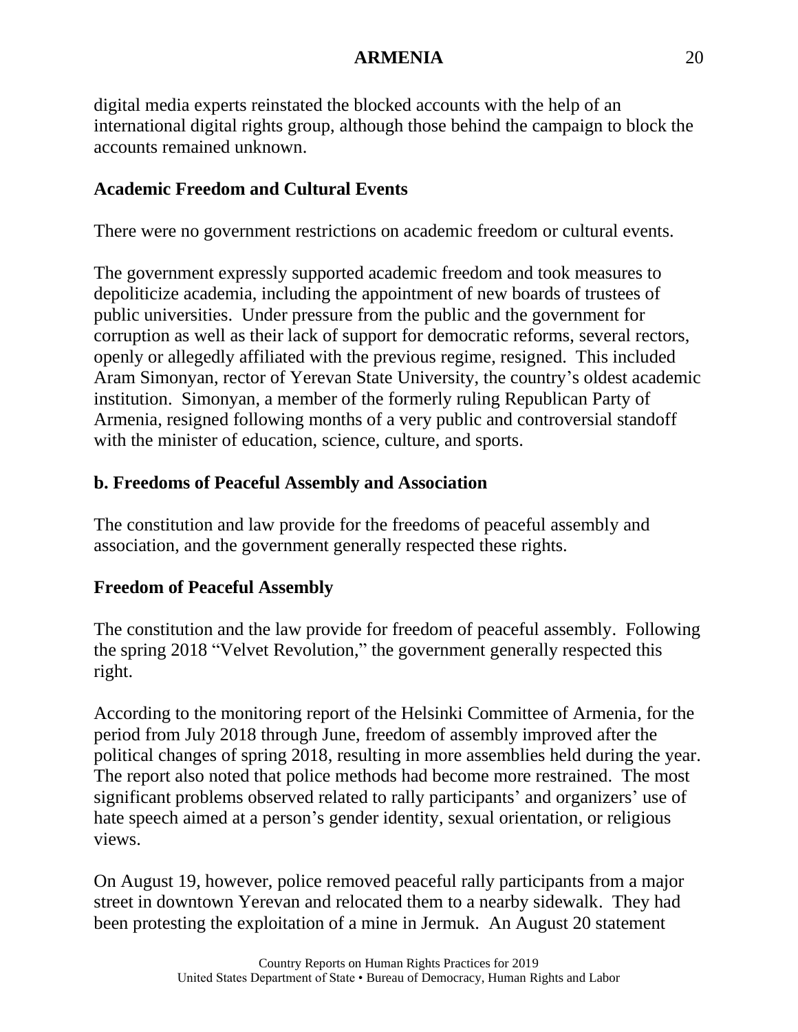digital media experts reinstated the blocked accounts with the help of an international digital rights group, although those behind the campaign to block the accounts remained unknown.

**Academic Freedom and Cultural Events**

There were no government restrictions on academic freedom or cultural events.

The government expressly supported academic freedom and took measures to depoliticize academia, including the appointment of new boards of trustees of public universities. Under pressure from the public and the government for corruption as well as their lack of support for democratic reforms, several rectors, openly or allegedly affiliated with the previous regime, resigned. This included Aram Simonyan, rector of Yerevan State University, the country's oldest academic institution. Simonyan, a member of the formerly ruling Republican Party of Armenia, resigned following months of a very public and controversial standoff with the minister of education, science, culture, and sports.

## b. Freedoms of Peaceful Assembly and Association

The constitution and law provide for the freedoms of peaceful assembly and association, and the government generally respected these rights.

**Freedom of Peaceful Assembly**

The constitution and the law provide for freedom of peaceful assembly. Following the spring 2018 "Velvet Revolution," the government generally respected this right.

According to the monitoring report of the Helsinki Committee of Armenia, for the period from July 2018 through June, freedom of assembly improved after the political changes of spring 2018, resulting in more assemblies held during the year. The report also noted that police methods had become more restrained. The most significant problems observed related to rally participants' and organizers' use of hate speech aimed at a person's gender identity, sexual orientation, or religious views.

On August 19, however, police removed peaceful rally participants from a major street in downtown Yerevan and relocated them to a nearby sidewalk. They had been protesting the exploitation of a mine in Jermuk. An August 20 statement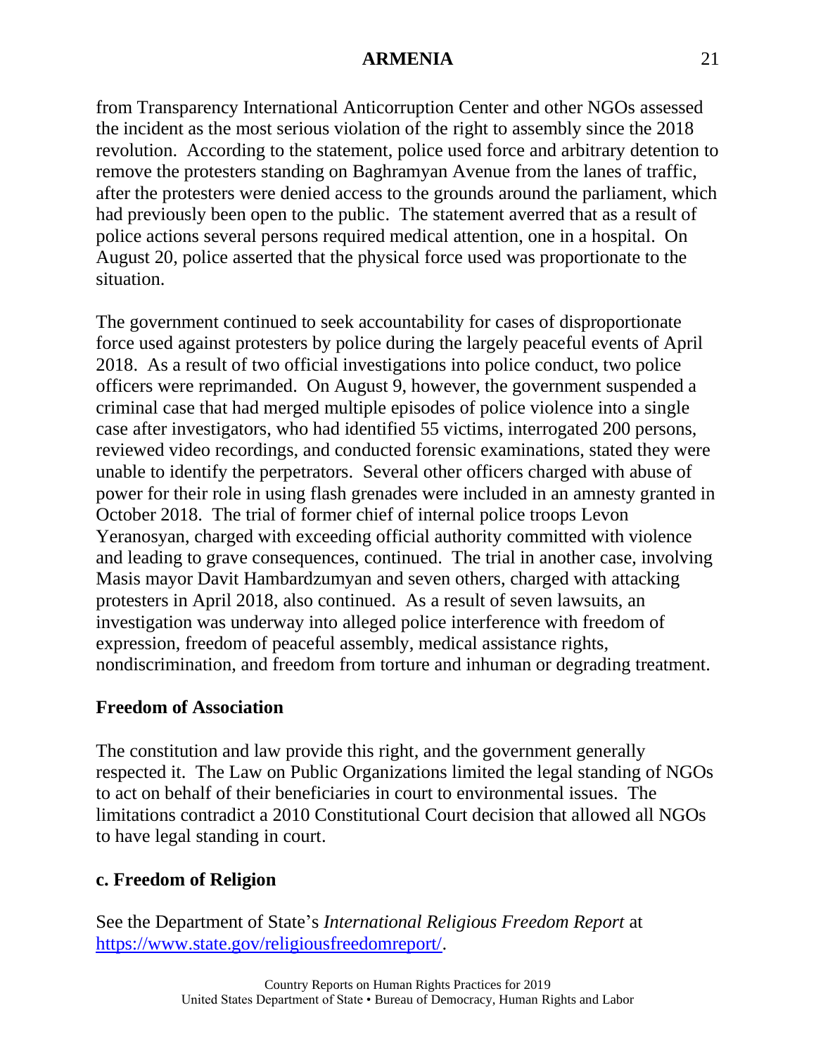from Transparency International Anticorruption Center and other NGOs assessed the incident as the most serious violation of the right to assembly since the 2018 revolution. According to the statement, police used force and arbitrary detention to remove the protesters standing on Baghramyan Avenue from the lanes of traffic, after the protesters were denied access to the grounds around the parliament, which had previously been open to the public. The statement averred that as a result of police actions several persons required medical attention, one in a hospital. On August 20, police asserted that the physical force used was proportionate to the situation.

The government continued to seek accountability for cases of disproportionate force used against protesters by police during the largely peaceful events of April 2018. As a result of two official investigations into police conduct, two police officers were reprimanded. On August 9, however, the government suspended a criminal case that had merged multiple episodes of police violence into a single case after investigators, who had identified 55 victims, interrogated 200 persons, reviewed video recordings, and conducted forensic examinations, stated they were unable to identify the perpetrators. Several other officers charged with abuse of power for their role in using flash grenades were included in an amnesty granted in October 2018. The trial of former chief of internal police troops Levon Yeranosyan, charged with exceeding official authority committed with violence and leading to grave consequences, continued. The trial in another case, involving Masis mayor Davit Hambardzumyan and seven others, charged with attacking protesters in April 2018, also continued. As a result of seven lawsuits, an investigation was underway into alleged police interference with freedom of expression, freedom of peaceful assembly, medical assistance rights, nondiscrimination, and freedom from torture and inhuman or degrading treatment.

**Freedom of Association**

The constitution and law provide this right, and the government generally respected it. The Law on Public Organizations limited the legal standing of NGOs to act on behalf of their beneficiaries in court to environmental issues. The limitations contradict a 2010 Constitutional Court decision that allowed all NGOs to have legal standing in court.

## c. Freedom of Religion

See the Department of State's *International Religious Freedom Report* at [https://www.state.gov/religiousfreedomreport/](https://www.state.gov/religiousfreedomreport/).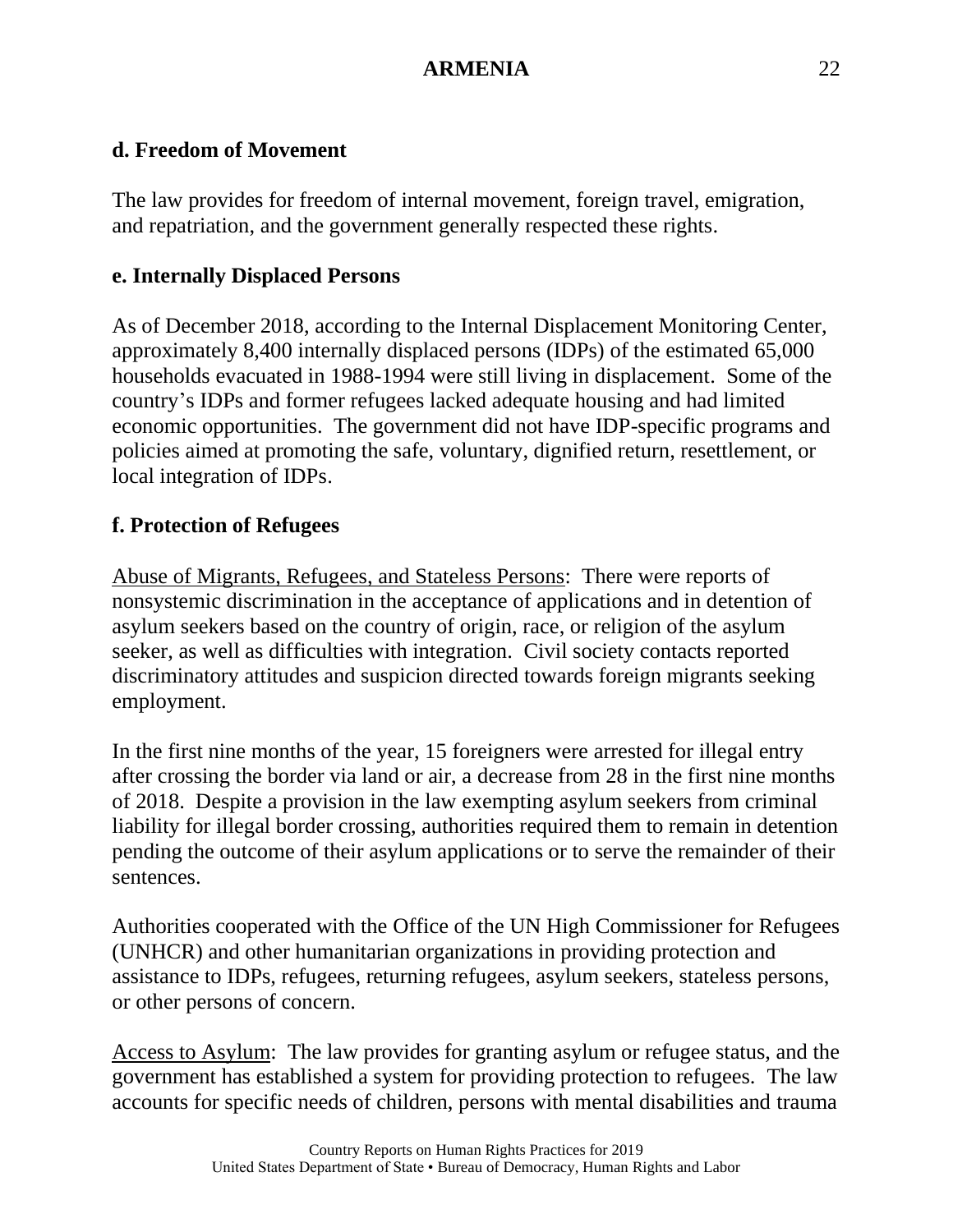### d. Freedom of Movement

The law provides for freedom of internal movement, foreign travel, emigration, and repatriation, and the government generally respected these rights.

### e. Internally Displaced Persons

As of December 2018, according to the Internal Displacement Monitoring Center, approximately 8,400 internally displaced persons (IDPs) of the estimated 65,000 households evacuated in 1988-1994 were still living in displacement. Some of the country's IDPs and former refugees lacked adequate housing and had limited economic opportunities. The government did not have IDP-specific programs and policies aimed at promoting the safe, voluntary, dignified return, resettlement, or local integration of IDPs.

### f. Protection of Refugees

Abuse of Migrants, Refugees, and Stateless Persons: There were reports of nonsystemic discrimination in the acceptance of applications and in detention of asylum seekers based on the country of origin, race, or religion of the asylum seeker, as well as difficulties with integration. Civil society contacts reported discriminatory attitudes and suspicion directed towards foreign migrants seeking employment.

In the first nine months of the year, 15 foreigners were arrested for illegal entry after crossing the border via land or air, a decrease from 28 in the first nine months of 2018. Despite a provision in the law exempting asylum seekers from criminal liability for illegal border crossing, authorities required them to remain in detention pending the outcome of their asylum applications or to serve the remainder of their sentences.

Authorities cooperated with the Office of the UN High Commissioner for Refugees (UNHCR) and other humanitarian organizations in providing protection and assistance to IDPs, refugees, returning refugees, asylum seekers, stateless persons, or other persons of concern.

Access to Asylum: The law provides for granting asylum or refugee status, and the government has established a system for providing protection to refugees. The law accounts for specific needs of children, persons with mental disabilities and trauma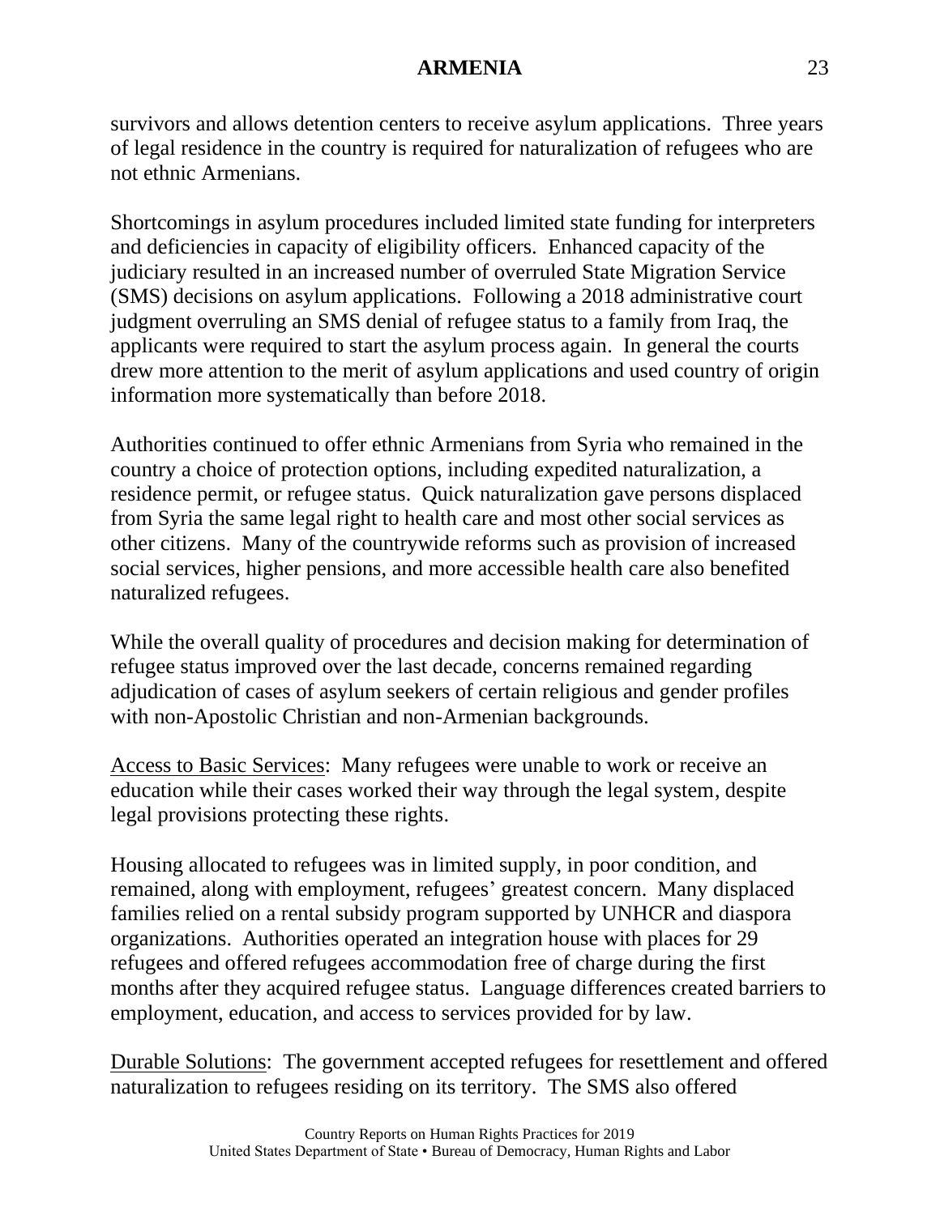survivors and allows detention centers to receive asylum applications. Three years of legal residence in the country is required for naturalization of refugees who are not ethnic Armenians.

Shortcomings in asylum procedures included limited state funding for interpreters and deficiencies in capacity of eligibility officers. Enhanced capacity of the judiciary resulted in an increased number of overruled State Migration Service (SMS) decisions on asylum applications. Following a 2018 administrative court judgment overruling an SMS denial of refugee status to a family from Iraq, the applicants were required to start the asylum process again. In general the courts drew more attention to the merit of asylum applications and used country of origin information more systematically than before 2018.

Authorities continued to offer ethnic Armenians from Syria who remained in the country a choice of protection options, including expedited naturalization, a residence permit, or refugee status. Quick naturalization gave persons displaced from Syria the same legal right to health care and most other social services as other citizens. Many of the countrywide reforms such as provision of increased social services, higher pensions, and more accessible health care also benefited naturalized refugees.

While the overall quality of procedures and decision making for determination of refugee status improved over the last decade, concerns remained regarding adjudication of cases of asylum seekers of certain religious and gender profiles with non-Apostolic Christian and non-Armenian backgrounds.

Access to Basic Services: Many refugees were unable to work or receive an education while their cases worked their way through the legal system, despite legal provisions protecting these rights.

Housing allocated to refugees was in limited supply, in poor condition, and remained, along with employment, refugees' greatest concern. Many displaced families relied on a rental subsidy program supported by UNHCR and diaspora organizations. Authorities operated an integration house with places for 29 refugees and offered refugees accommodation free of charge during the first months after they acquired refugee status. Language differences created barriers to employment, education, and access to services provided for by law.

Durable Solutions: The government accepted refugees for resettlement and offered naturalization to refugees residing on its territory. The SMS also offered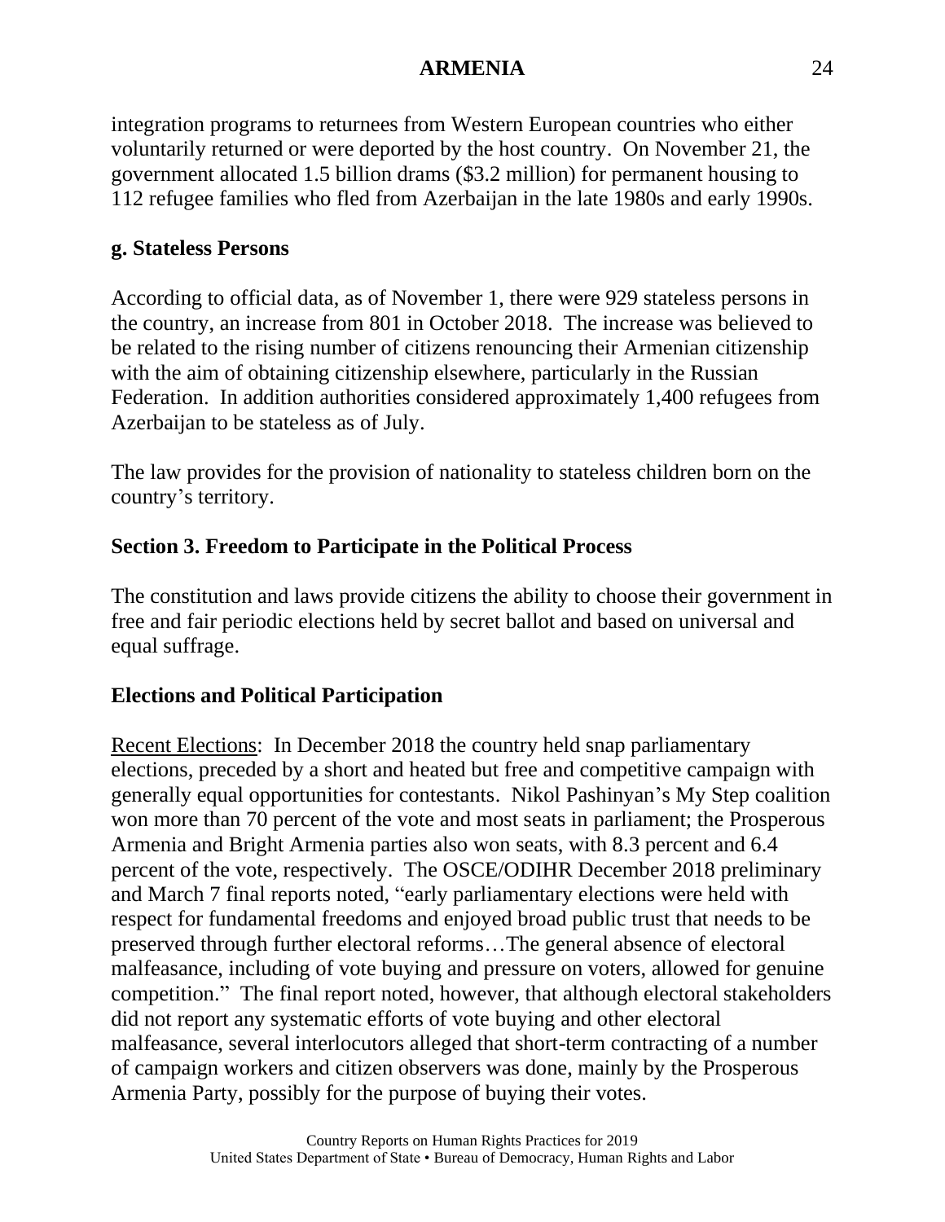integration programs to returnees from Western European countries who either voluntarily returned or were deported by the host country. On November 21, the government allocated 1.5 billion drams ($3.2 million) for permanent housing to 112 refugee families who fled from Azerbaijan in the late 1980s and early 1990s.

## g. Stateless Persons

According to official data, as of November 1, there were 929 stateless persons in the country, an increase from 801 in October 2018. The increase was believed to be related to the rising number of citizens renouncing their Armenian citizenship with the aim of obtaining citizenship elsewhere, particularly in the Russian Federation. In addition authorities considered approximately 1,400 refugees from Azerbaijan to be stateless as of July.

The law provides for the provision of nationality to stateless children born on the country's territory.

# Section 3. Freedom to Participate in the Political Process

The constitution and laws provide citizens the ability to choose their government in free and fair periodic elections held by secret ballot and based on universal and equal suffrage.

## Elections and Political Participation

Recent Elections: In December 2018 the country held snap parliamentary elections, preceded by a short and heated but free and competitive campaign with generally equal opportunities for contestants. Nikol Pashinyan's My Step coalition won more than 70 percent of the vote and most seats in parliament; the Prosperous Armenia and Bright Armenia parties also won seats, with 8.3 percent and 6.4 percent of the vote, respectively. The OSCE/ODIHR December 2018 preliminary and March 7 final reports noted, "early parliamentary elections were held with respect for fundamental freedoms and enjoyed broad public trust that needs to be preserved through further electoral reforms…The general absence of electoral malfeasance, including of vote buying and pressure on voters, allowed for genuine competition." The final report noted, however, that although electoral stakeholders did not report any systematic efforts of vote buying and other electoral malfeasance, several interlocutors alleged that short-term contracting of a number of campaign workers and citizen observers was done, mainly by the Prosperous Armenia Party, possibly for the purpose of buying their votes.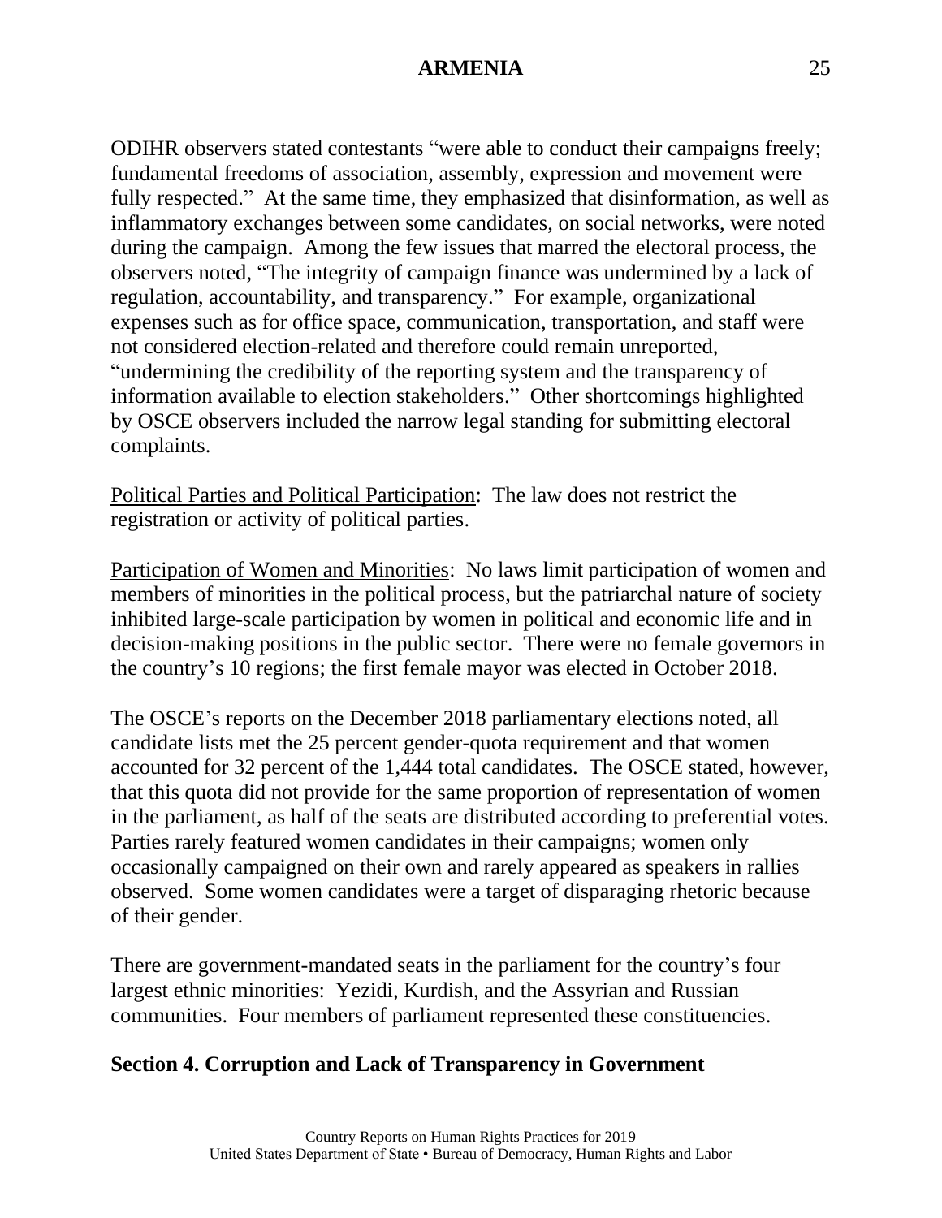ODIHR observers stated contestants "were able to conduct their campaigns freely; fundamental freedoms of association, assembly, expression and movement were fully respected." At the same time, they emphasized that disinformation, as well as inflammatory exchanges between some candidates, on social networks, were noted during the campaign. Among the few issues that marred the electoral process, the observers noted, "The integrity of campaign finance was undermined by a lack of regulation, accountability, and transparency." For example, organizational expenses such as for office space, communication, transportation, and staff were not considered election-related and therefore could remain unreported, "undermining the credibility of the reporting system and the transparency of information available to election stakeholders." Other shortcomings highlighted by OSCE observers included the narrow legal standing for submitting electoral complaints.

Political Parties and Political Participation: The law does not restrict the registration or activity of political parties.

Participation of Women and Minorities: No laws limit participation of women and members of minorities in the political process, but the patriarchal nature of society inhibited large-scale participation by women in political and economic life and in decision-making positions in the public sector. There were no female governors in the country's 10 regions; the first female mayor was elected in October 2018.

The OSCE's reports on the December 2018 parliamentary elections noted, all candidate lists met the 25 percent gender-quota requirement and that women accounted for 32 percent of the 1,444 total candidates. The OSCE stated, however, that this quota did not provide for the same proportion of representation of women in the parliament, as half of the seats are distributed according to preferential votes. Parties rarely featured women candidates in their campaigns; women only occasionally campaigned on their own and rarely appeared as speakers in rallies observed. Some women candidates were a target of disparaging rhetoric because of their gender.

There are government-mandated seats in the parliament for the country's four largest ethnic minorities: Yezidi, Kurdish, and the Assyrian and Russian communities. Four members of parliament represented these constituencies.

## Section 4. Corruption and Lack of Transparency in Government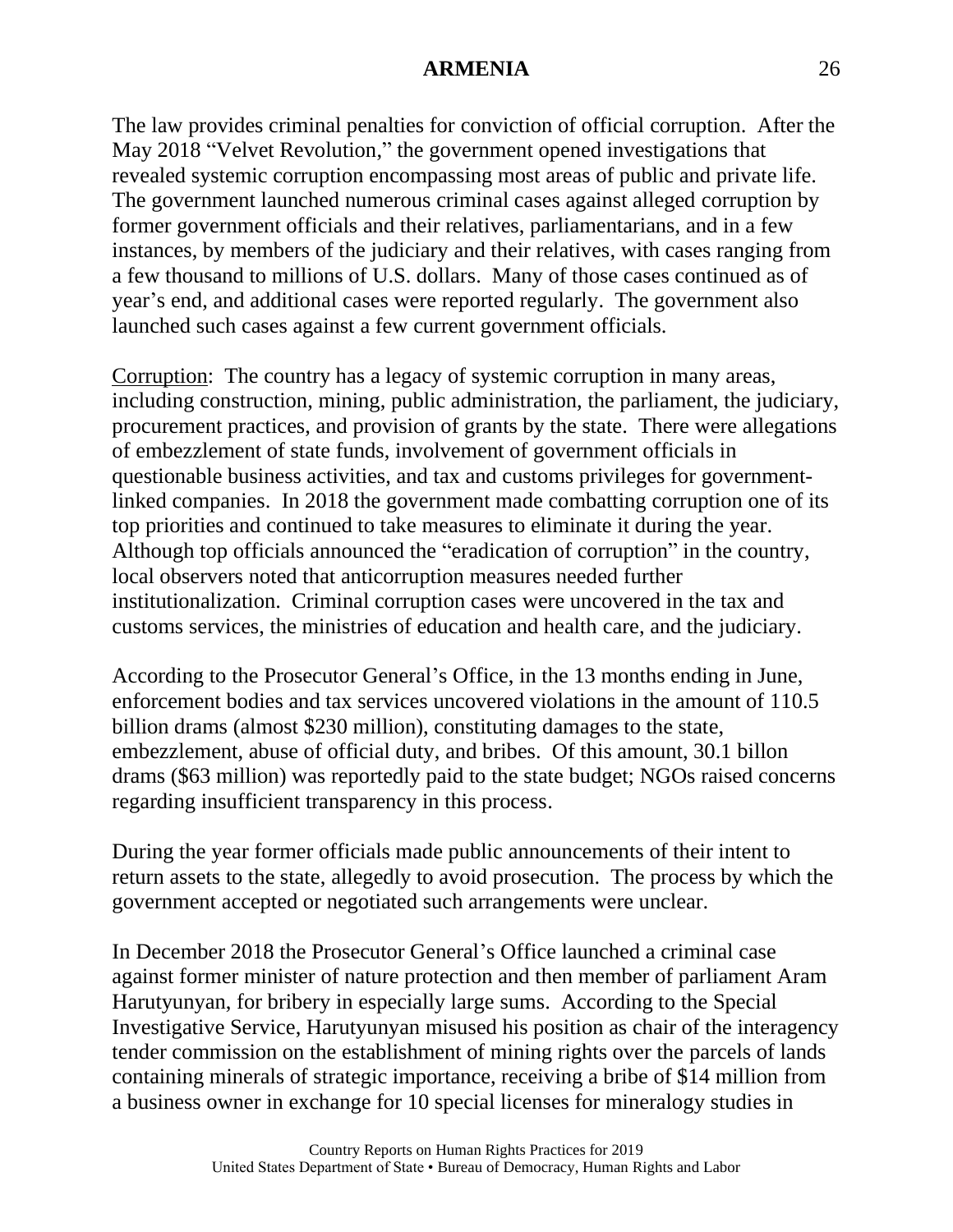The law provides criminal penalties for conviction of official corruption. After the May 2018 "Velvet Revolution," the government opened investigations that revealed systemic corruption encompassing most areas of public and private life. The government launched numerous criminal cases against alleged corruption by former government officials and their relatives, parliamentarians, and in a few instances, by members of the judiciary and their relatives, with cases ranging from a few thousand to millions of U.S. dollars. Many of those cases continued as of year's end, and additional cases were reported regularly. The government also launched such cases against a few current government officials.

<u>Corruption</u>: The country has a legacy of systemic corruption in many areas, including construction, mining, public administration, the parliament, the judiciary, procurement practices, and provision of grants by the state. There were allegations of embezzlement of state funds, involvement of government officials in questionable business activities, and tax and customs privileges for government-linked companies. In 2018 the government made combatting corruption one of its top priorities and continued to take measures to eliminate it during the year. Although top officials announced the "eradication of corruption" in the country, local observers noted that anticorruption measures needed further institutionalization. Criminal corruption cases were uncovered in the tax and customs services, the ministries of education and health care, and the judiciary.

According to the Prosecutor General's Office, in the 13 months ending in June, enforcement bodies and tax services uncovered violations in the amount of 110.5 billion drams (almost $230 million), constituting damages to the state, embezzlement, abuse of official duty, and bribes. Of this amount, 30.1 billon drams ($63 million) was reportedly paid to the state budget; NGOs raised concerns regarding insufficient transparency in this process.

During the year former officials made public announcements of their intent to return assets to the state, allegedly to avoid prosecution. The process by which the government accepted or negotiated such arrangements were unclear.

In December 2018 the Prosecutor General's Office launched a criminal case against former minister of nature protection and then member of parliament Aram Harutyunyan, for bribery in especially large sums. According to the Special Investigative Service, Harutyunyan misused his position as chair of the interagency tender commission on the establishment of mining rights over the parcels of lands containing minerals of strategic importance, receiving a bribe of $14 million from a business owner in exchange for 10 special licenses for mineralogy studies in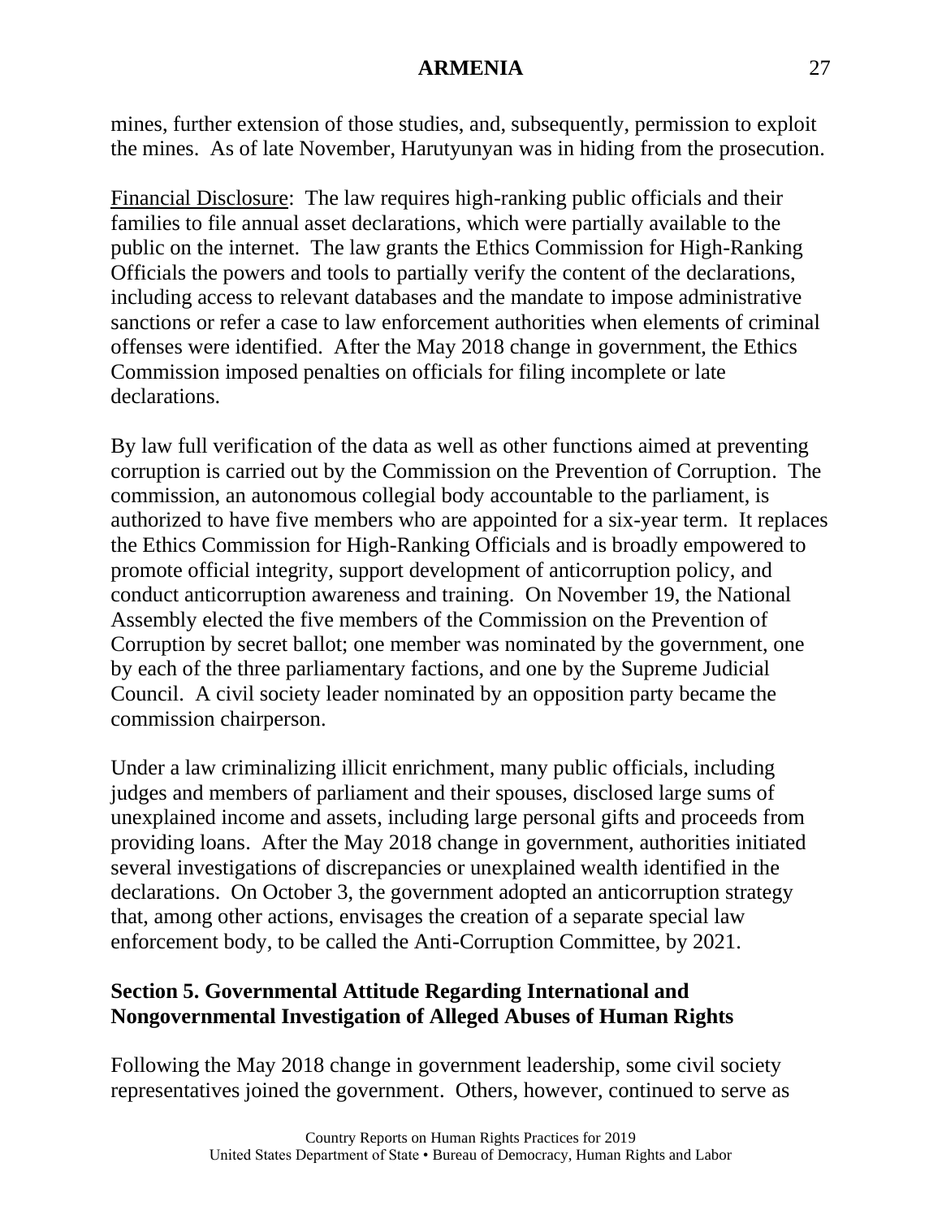mines, further extension of those studies, and, subsequently, permission to exploit the mines. As of late November, Harutyunyan was in hiding from the prosecution.

Financial Disclosure: The law requires high-ranking public officials and their families to file annual asset declarations, which were partially available to the public on the internet. The law grants the Ethics Commission for High-Ranking Officials the powers and tools to partially verify the content of the declarations, including access to relevant databases and the mandate to impose administrative sanctions or refer a case to law enforcement authorities when elements of criminal offenses were identified. After the May 2018 change in government, the Ethics Commission imposed penalties on officials for filing incomplete or late declarations.

By law full verification of the data as well as other functions aimed at preventing corruption is carried out by the Commission on the Prevention of Corruption. The commission, an autonomous collegial body accountable to the parliament, is authorized to have five members who are appointed for a six-year term. It replaces the Ethics Commission for High-Ranking Officials and is broadly empowered to promote official integrity, support development of anticorruption policy, and conduct anticorruption awareness and training. On November 19, the National Assembly elected the five members of the Commission on the Prevention of Corruption by secret ballot; one member was nominated by the government, one by each of the three parliamentary factions, and one by the Supreme Judicial Council. A civil society leader nominated by an opposition party became the commission chairperson.

Under a law criminalizing illicit enrichment, many public officials, including judges and members of parliament and their spouses, disclosed large sums of unexplained income and assets, including large personal gifts and proceeds from providing loans. After the May 2018 change in government, authorities initiated several investigations of discrepancies or unexplained wealth identified in the declarations. On October 3, the government adopted an anticorruption strategy that, among other actions, envisages the creation of a separate special law enforcement body, to be called the Anti-Corruption Committee, by 2021.

## Section 5. Governmental Attitude Regarding International and Nongovernmental Investigation of Alleged Abuses of Human Rights

Following the May 2018 change in government leadership, some civil society representatives joined the government. Others, however, continued to serve as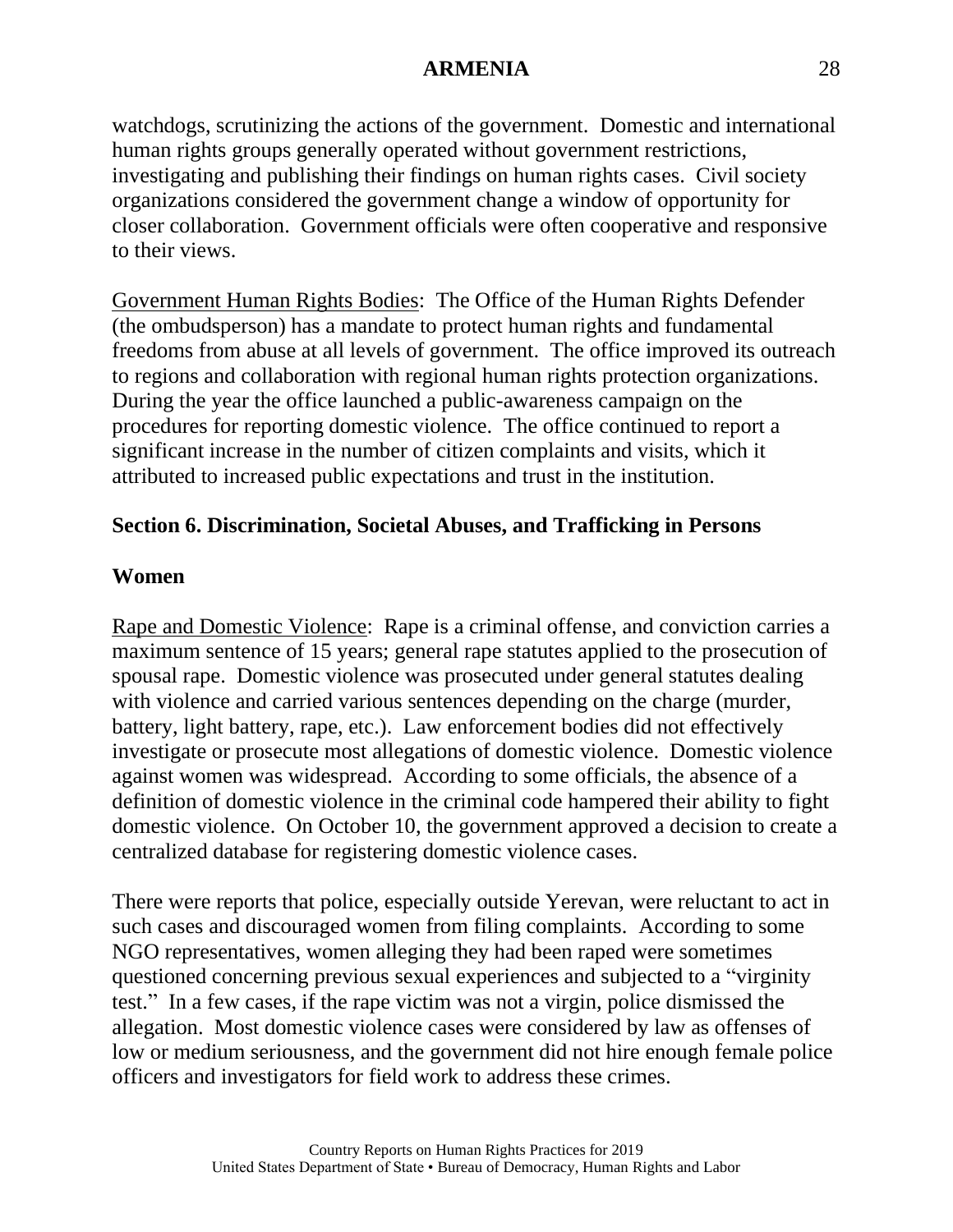watchdogs, scrutinizing the actions of the government. Domestic and international human rights groups generally operated without government restrictions, investigating and publishing their findings on human rights cases. Civil society organizations considered the government change a window of opportunity for closer collaboration. Government officials were often cooperative and responsive to their views.

Government Human Rights Bodies: The Office of the Human Rights Defender (the ombudsperson) has a mandate to protect human rights and fundamental freedoms from abuse at all levels of government. The office improved its outreach to regions and collaboration with regional human rights protection organizations. During the year the office launched a public-awareness campaign on the procedures for reporting domestic violence. The office continued to report a significant increase in the number of citizen complaints and visits, which it attributed to increased public expectations and trust in the institution.

## Section 6. Discrimination, Societal Abuses, and Trafficking in Persons

### Women

Rape and Domestic Violence: Rape is a criminal offense, and conviction carries a maximum sentence of 15 years; general rape statutes applied to the prosecution of spousal rape. Domestic violence was prosecuted under general statutes dealing with violence and carried various sentences depending on the charge (murder, battery, light battery, rape, etc.). Law enforcement bodies did not effectively investigate or prosecute most allegations of domestic violence. Domestic violence against women was widespread. According to some officials, the absence of a definition of domestic violence in the criminal code hampered their ability to fight domestic violence. On October 10, the government approved a decision to create a centralized database for registering domestic violence cases.

There were reports that police, especially outside Yerevan, were reluctant to act in such cases and discouraged women from filing complaints. According to some NGO representatives, women alleging they had been raped were sometimes questioned concerning previous sexual experiences and subjected to a "virginity test." In a few cases, if the rape victim was not a virgin, police dismissed the allegation. Most domestic violence cases were considered by law as offenses of low or medium seriousness, and the government did not hire enough female police officers and investigators for field work to address these crimes.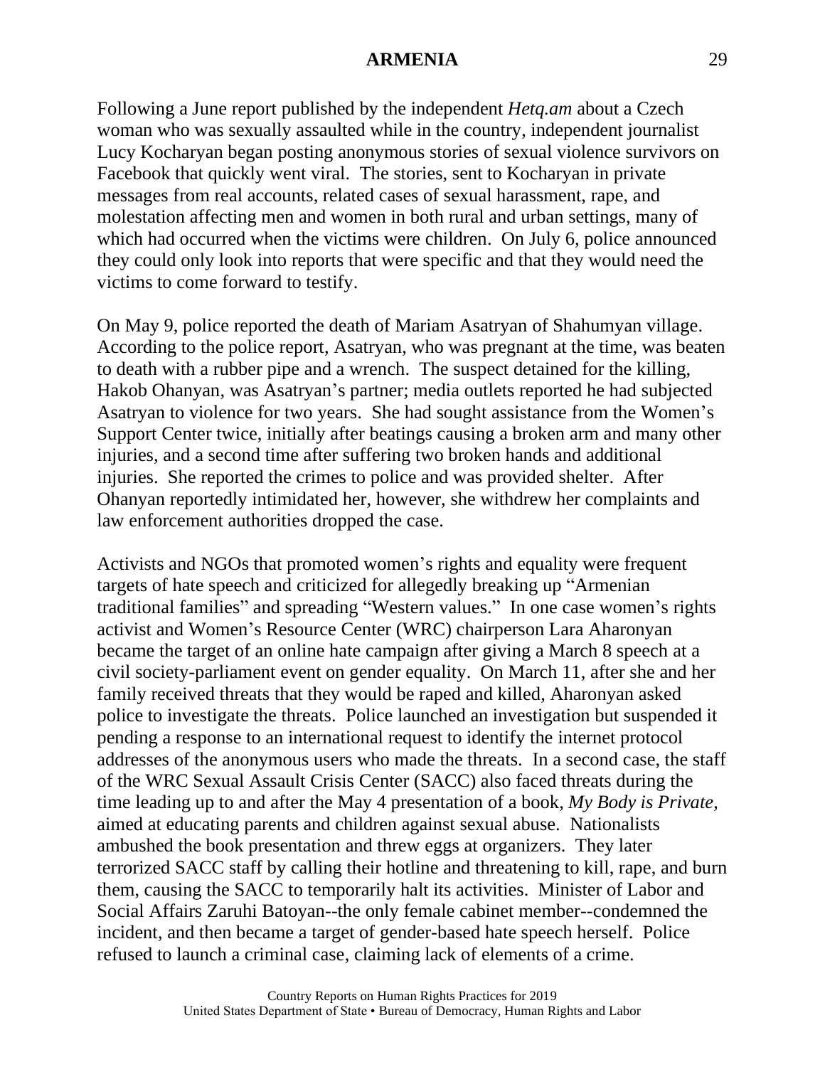Following a June report published by the independent *Hetq.am* about a Czech woman who was sexually assaulted while in the country, independent journalist Lucy Kocharyan began posting anonymous stories of sexual violence survivors on Facebook that quickly went viral. The stories, sent to Kocharyan in private messages from real accounts, related cases of sexual harassment, rape, and molestation affecting men and women in both rural and urban settings, many of which had occurred when the victims were children. On July 6, police announced they could only look into reports that were specific and that they would need the victims to come forward to testify.

On May 9, police reported the death of Mariam Asatryan of Shahumyan village. According to the police report, Asatryan, who was pregnant at the time, was beaten to death with a rubber pipe and a wrench. The suspect detained for the killing, Hakob Ohanyan, was Asatryan's partner; media outlets reported he had subjected Asatryan to violence for two years. She had sought assistance from the Women's Support Center twice, initially after beatings causing a broken arm and many other injuries, and a second time after suffering two broken hands and additional injuries. She reported the crimes to police and was provided shelter. After Ohanyan reportedly intimidated her, however, she withdrew her complaints and law enforcement authorities dropped the case.

Activists and NGOs that promoted women's rights and equality were frequent targets of hate speech and criticized for allegedly breaking up "Armenian traditional families" and spreading "Western values." In one case women's rights activist and Women's Resource Center (WRC) chairperson Lara Aharonyan became the target of an online hate campaign after giving a March 8 speech at a civil society-parliament event on gender equality. On March 11, after she and her family received threats that they would be raped and killed, Aharonyan asked police to investigate the threats. Police launched an investigation but suspended it pending a response to an international request to identify the internet protocol addresses of the anonymous users who made the threats. In a second case, the staff of the WRC Sexual Assault Crisis Center (SACC) also faced threats during the time leading up to and after the May 4 presentation of a book, *My Body is Private*, aimed at educating parents and children against sexual abuse. Nationalists ambushed the book presentation and threw eggs at organizers. They later terrorized SACC staff by calling their hotline and threatening to kill, rape, and burn them, causing the SACC to temporarily halt its activities. Minister of Labor and Social Affairs Zaruhi Batoyan--the only female cabinet member--condemned the incident, and then became a target of gender-based hate speech herself. Police refused to launch a criminal case, claiming lack of elements of a crime.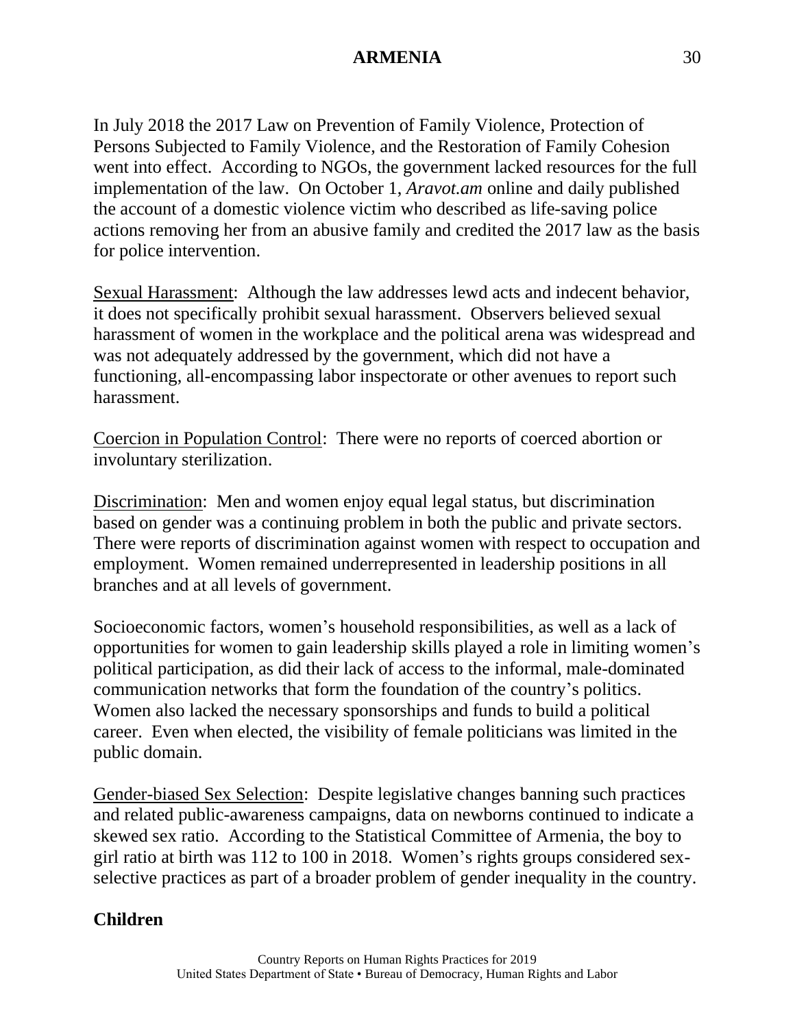In July 2018 the 2017 Law on Prevention of Family Violence, Protection of Persons Subjected to Family Violence, and the Restoration of Family Cohesion went into effect. According to NGOs, the government lacked resources for the full implementation of the law. On October 1, *Aravot.am* online and daily published the account of a domestic violence victim who described as life-saving police actions removing her from an abusive family and credited the 2017 law as the basis for police intervention.

Sexual Harassment: Although the law addresses lewd acts and indecent behavior, it does not specifically prohibit sexual harassment. Observers believed sexual harassment of women in the workplace and the political arena was widespread and was not adequately addressed by the government, which did not have a functioning, all-encompassing labor inspectorate or other avenues to report such harassment.

Coercion in Population Control: There were no reports of coerced abortion or involuntary sterilization.

Discrimination: Men and women enjoy equal legal status, but discrimination based on gender was a continuing problem in both the public and private sectors. There were reports of discrimination against women with respect to occupation and employment. Women remained underrepresented in leadership positions in all branches and at all levels of government.

Socioeconomic factors, women's household responsibilities, as well as a lack of opportunities for women to gain leadership skills played a role in limiting women's political participation, as did their lack of access to the informal, male-dominated communication networks that form the foundation of the country's politics. Women also lacked the necessary sponsorships and funds to build a political career. Even when elected, the visibility of female politicians was limited in the public domain.

Gender-biased Sex Selection: Despite legislative changes banning such practices and related public-awareness campaigns, data on newborns continued to indicate a skewed sex ratio. According to the Statistical Committee of Armenia, the boy to girl ratio at birth was 112 to 100 in 2018. Women's rights groups considered sex-selective practices as part of a broader problem of gender inequality in the country.

**Children**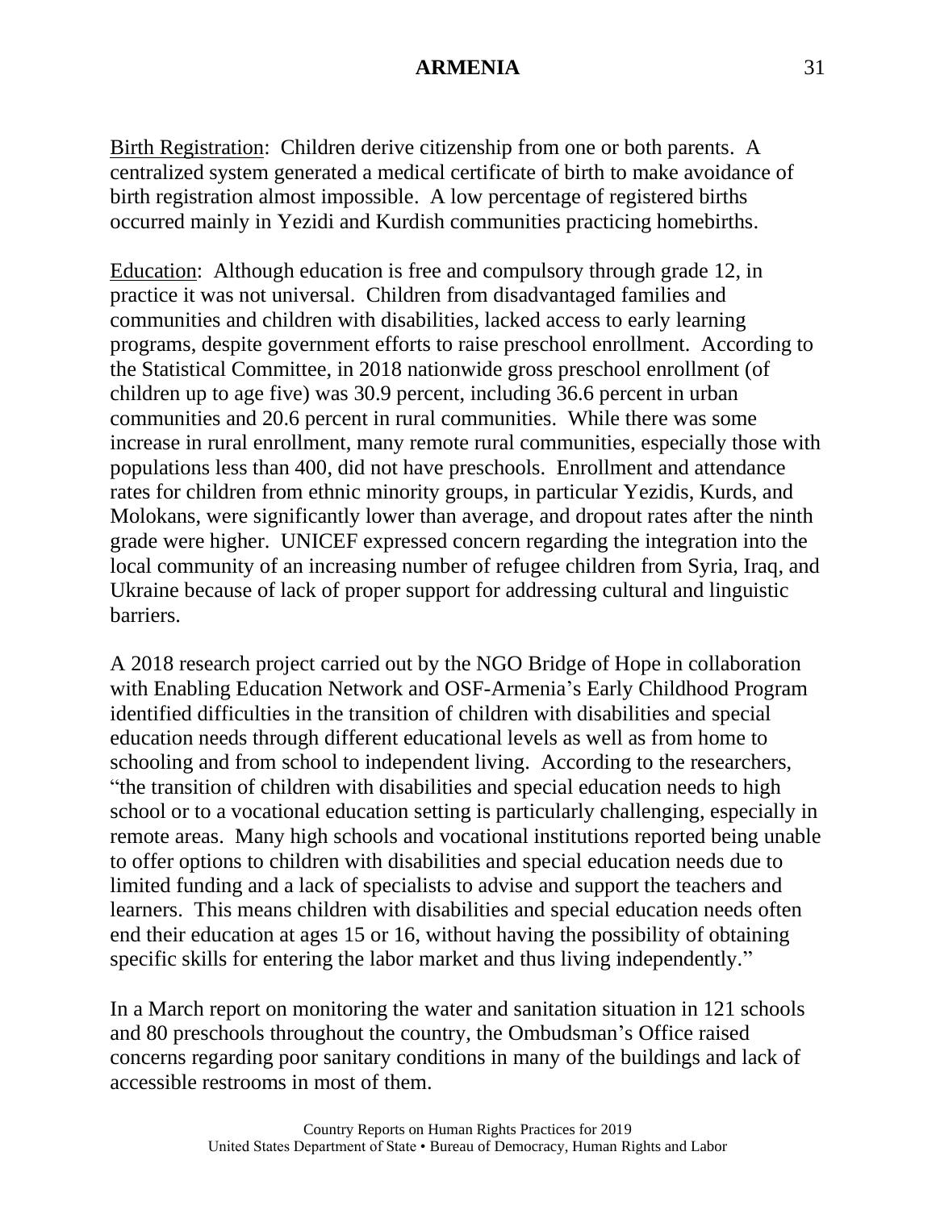Birth Registration: Children derive citizenship from one or both parents. A centralized system generated a medical certificate of birth to make avoidance of birth registration almost impossible. A low percentage of registered births occurred mainly in Yezidi and Kurdish communities practicing homebirths.

Education: Although education is free and compulsory through grade 12, in practice it was not universal. Children from disadvantaged families and communities and children with disabilities, lacked access to early learning programs, despite government efforts to raise preschool enrollment. According to the Statistical Committee, in 2018 nationwide gross preschool enrollment (of children up to age five) was 30.9 percent, including 36.6 percent in urban communities and 20.6 percent in rural communities. While there was some increase in rural enrollment, many remote rural communities, especially those with populations less than 400, did not have preschools. Enrollment and attendance rates for children from ethnic minority groups, in particular Yezidis, Kurds, and Molokans, were significantly lower than average, and dropout rates after the ninth grade were higher. UNICEF expressed concern regarding the integration into the local community of an increasing number of refugee children from Syria, Iraq, and Ukraine because of lack of proper support for addressing cultural and linguistic barriers.

A 2018 research project carried out by the NGO Bridge of Hope in collaboration with Enabling Education Network and OSF-Armenia's Early Childhood Program identified difficulties in the transition of children with disabilities and special education needs through different educational levels as well as from home to schooling and from school to independent living. According to the researchers, "the transition of children with disabilities and special education needs to high school or to a vocational education setting is particularly challenging, especially in remote areas. Many high schools and vocational institutions reported being unable to offer options to children with disabilities and special education needs due to limited funding and a lack of specialists to advise and support the teachers and learners. This means children with disabilities and special education needs often end their education at ages 15 or 16, without having the possibility of obtaining specific skills for entering the labor market and thus living independently."

In a March report on monitoring the water and sanitation situation in 121 schools and 80 preschools throughout the country, the Ombudsman's Office raised concerns regarding poor sanitary conditions in many of the buildings and lack of accessible restrooms in most of them.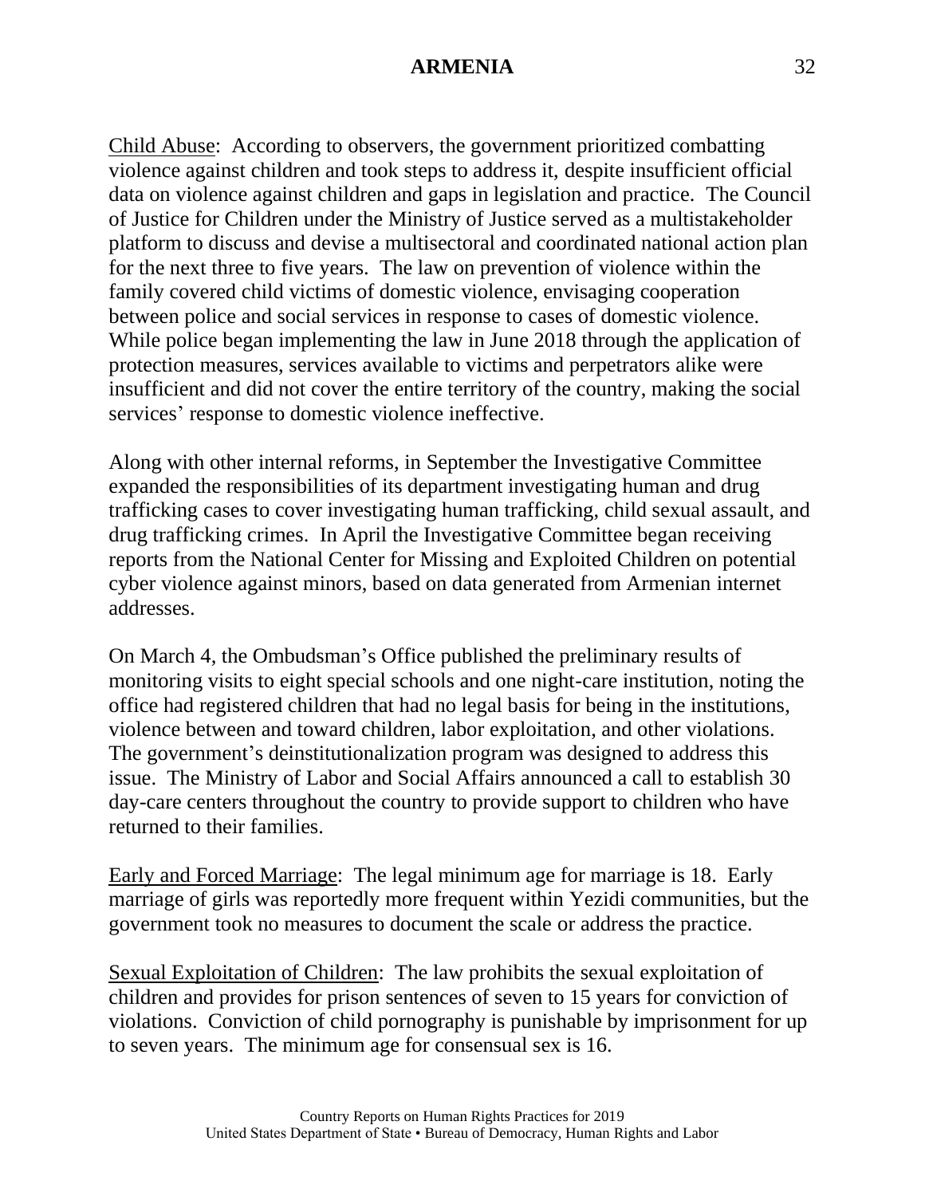Child Abuse: According to observers, the government prioritized combatting violence against children and took steps to address it, despite insufficient official data on violence against children and gaps in legislation and practice. The Council of Justice for Children under the Ministry of Justice served as a multistakeholder platform to discuss and devise a multisectoral and coordinated national action plan for the next three to five years. The law on prevention of violence within the family covered child victims of domestic violence, envisaging cooperation between police and social services in response to cases of domestic violence. While police began implementing the law in June 2018 through the application of protection measures, services available to victims and perpetrators alike were insufficient and did not cover the entire territory of the country, making the social services' response to domestic violence ineffective.

Along with other internal reforms, in September the Investigative Committee expanded the responsibilities of its department investigating human and drug trafficking cases to cover investigating human trafficking, child sexual assault, and drug trafficking crimes. In April the Investigative Committee began receiving reports from the National Center for Missing and Exploited Children on potential cyber violence against minors, based on data generated from Armenian internet addresses.

On March 4, the Ombudsman's Office published the preliminary results of monitoring visits to eight special schools and one night-care institution, noting the office had registered children that had no legal basis for being in the institutions, violence between and toward children, labor exploitation, and other violations. The government's deinstitutionalization program was designed to address this issue. The Ministry of Labor and Social Affairs announced a call to establish 30 day-care centers throughout the country to provide support to children who have returned to their families.

Early and Forced Marriage: The legal minimum age for marriage is 18. Early marriage of girls was reportedly more frequent within Yezidi communities, but the government took no measures to document the scale or address the practice.

Sexual Exploitation of Children: The law prohibits the sexual exploitation of children and provides for prison sentences of seven to 15 years for conviction of violations. Conviction of child pornography is punishable by imprisonment for up to seven years. The minimum age for consensual sex is 16.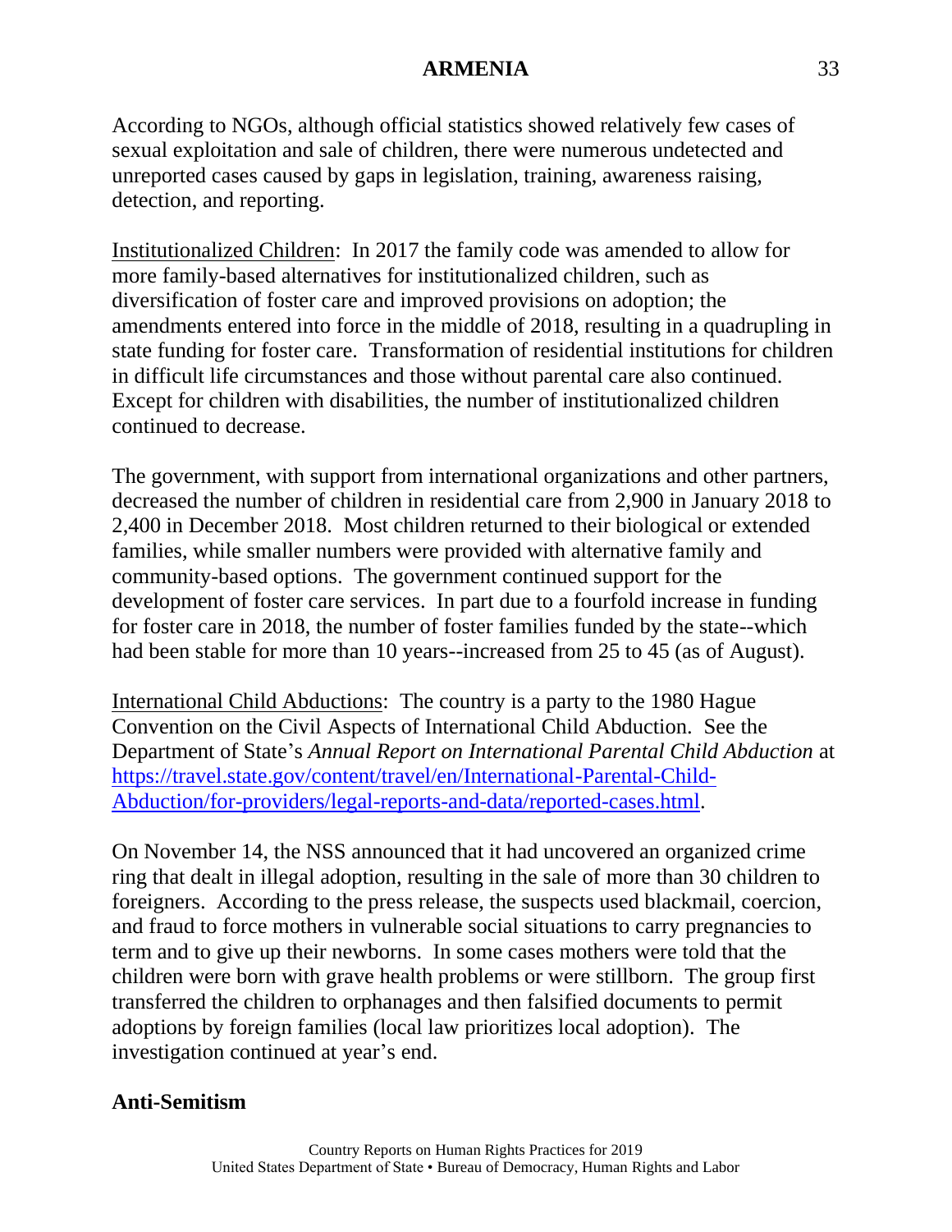According to NGOs, although official statistics showed relatively few cases of sexual exploitation and sale of children, there were numerous undetected and unreported cases caused by gaps in legislation, training, awareness raising, detection, and reporting.

Institutionalized Children: In 2017 the family code was amended to allow for more family-based alternatives for institutionalized children, such as diversification of foster care and improved provisions on adoption; the amendments entered into force in the middle of 2018, resulting in a quadrupling in state funding for foster care. Transformation of residential institutions for children in difficult life circumstances and those without parental care also continued. Except for children with disabilities, the number of institutionalized children continued to decrease.

The government, with support from international organizations and other partners, decreased the number of children in residential care from 2,900 in January 2018 to 2,400 in December 2018. Most children returned to their biological or extended families, while smaller numbers were provided with alternative family and community-based options. The government continued support for the development of foster care services. In part due to a fourfold increase in funding for foster care in 2018, the number of foster families funded by the state--which had been stable for more than 10 years--increased from 25 to 45 (as of August).

International Child Abductions: The country is a party to the 1980 Hague Convention on the Civil Aspects of International Child Abduction. See the Department of State's *Annual Report on International Parental Child Abduction* at [https://travel.state.gov/content/travel/en/International-Parental-Child-Abduction/for-providers/legal-reports-and-data/reported-cases.html](https://travel.state.gov/content/travel/en/International-Parental-Child-Abduction/for-providers/legal-reports-and-data/reported-cases.html).

On November 14, the NSS announced that it had uncovered an organized crime ring that dealt in illegal adoption, resulting in the sale of more than 30 children to foreigners. According to the press release, the suspects used blackmail, coercion, and fraud to force mothers in vulnerable social situations to carry pregnancies to term and to give up their newborns. In some cases mothers were told that the children were born with grave health problems or were stillborn. The group first transferred the children to orphanages and then falsified documents to permit adoptions by foreign families (local law prioritizes local adoption). The investigation continued at year's end.

**Anti-Semitism**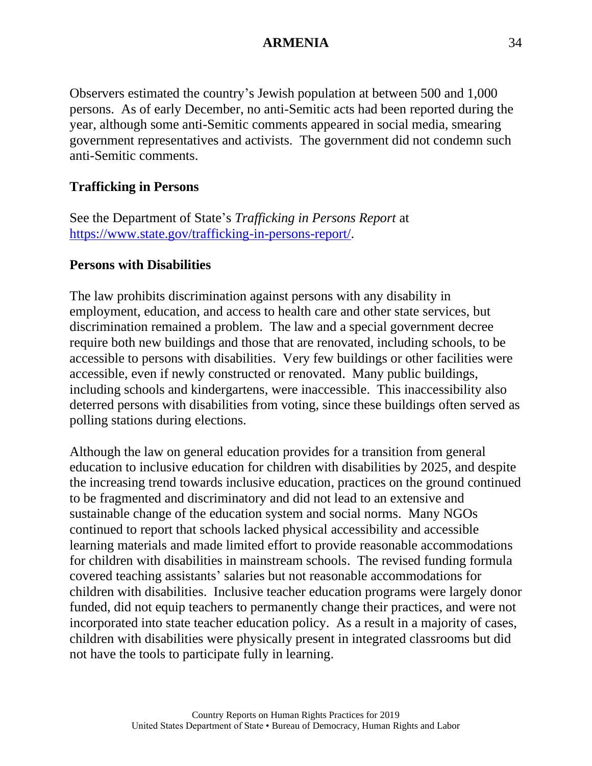Observers estimated the country's Jewish population at between 500 and 1,000 persons. As of early December, no anti-Semitic acts had been reported during the year, although some anti-Semitic comments appeared in social media, smearing government representatives and activists. The government did not condemn such anti-Semitic comments.

**Trafficking in Persons**

See the Department of State's *Trafficking in Persons Report* at [https://www.state.gov/trafficking-in-persons-report/](https://www.state.gov/trafficking-in-persons-report/).

**Persons with Disabilities**

The law prohibits discrimination against persons with any disability in employment, education, and access to health care and other state services, but discrimination remained a problem. The law and a special government decree require both new buildings and those that are renovated, including schools, to be accessible to persons with disabilities. Very few buildings or other facilities were accessible, even if newly constructed or renovated. Many public buildings, including schools and kindergartens, were inaccessible. This inaccessibility also deterred persons with disabilities from voting, since these buildings often served as polling stations during elections.

Although the law on general education provides for a transition from general education to inclusive education for children with disabilities by 2025, and despite the increasing trend towards inclusive education, practices on the ground continued to be fragmented and discriminatory and did not lead to an extensive and sustainable change of the education system and social norms. Many NGOs continued to report that schools lacked physical accessibility and accessible learning materials and made limited effort to provide reasonable accommodations for children with disabilities in mainstream schools. The revised funding formula covered teaching assistants' salaries but not reasonable accommodations for children with disabilities. Inclusive teacher education programs were largely donor funded, did not equip teachers to permanently change their practices, and were not incorporated into state teacher education policy. As a result in a majority of cases, children with disabilities were physically present in integrated classrooms but did not have the tools to participate fully in learning.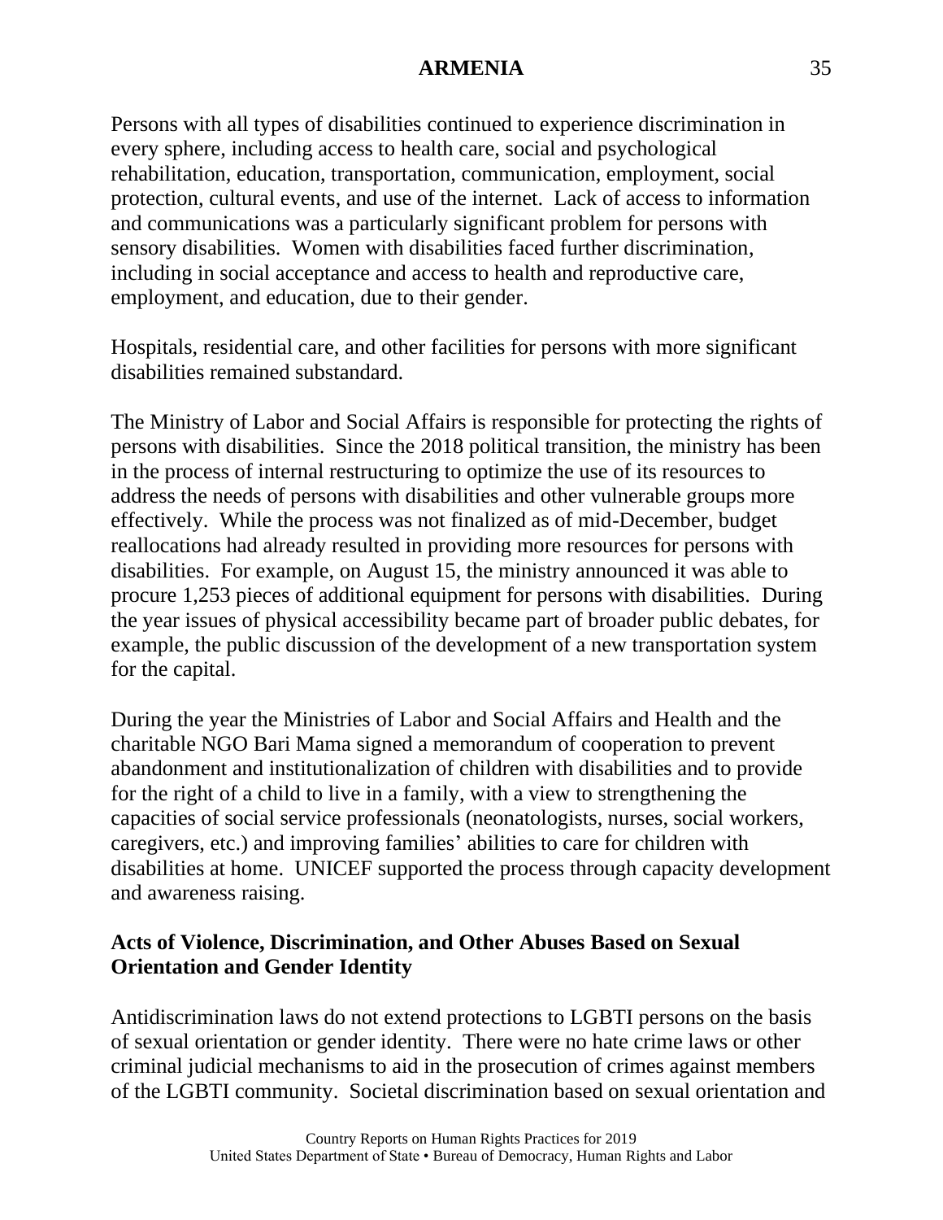Persons with all types of disabilities continued to experience discrimination in every sphere, including access to health care, social and psychological rehabilitation, education, transportation, communication, employment, social protection, cultural events, and use of the internet. Lack of access to information and communications was a particularly significant problem for persons with sensory disabilities. Women with disabilities faced further discrimination, including in social acceptance and access to health and reproductive care, employment, and education, due to their gender.

Hospitals, residential care, and other facilities for persons with more significant disabilities remained substandard.

The Ministry of Labor and Social Affairs is responsible for protecting the rights of persons with disabilities. Since the 2018 political transition, the ministry has been in the process of internal restructuring to optimize the use of its resources to address the needs of persons with disabilities and other vulnerable groups more effectively. While the process was not finalized as of mid-December, budget reallocations had already resulted in providing more resources for persons with disabilities. For example, on August 15, the ministry announced it was able to procure 1,253 pieces of additional equipment for persons with disabilities. During the year issues of physical accessibility became part of broader public debates, for example, the public discussion of the development of a new transportation system for the capital.

During the year the Ministries of Labor and Social Affairs and Health and the charitable NGO Bari Mama signed a memorandum of cooperation to prevent abandonment and institutionalization of children with disabilities and to provide for the right of a child to live in a family, with a view to strengthening the capacities of social service professionals (neonatologists, nurses, social workers, caregivers, etc.) and improving families' abilities to care for children with disabilities at home. UNICEF supported the process through capacity development and awareness raising.

**Acts of Violence, Discrimination, and Other Abuses Based on Sexual Orientation and Gender Identity**

Antidiscrimination laws do not extend protections to LGBTI persons on the basis of sexual orientation or gender identity. There were no hate crime laws or other criminal judicial mechanisms to aid in the prosecution of crimes against members of the LGBTI community. Societal discrimination based on sexual orientation and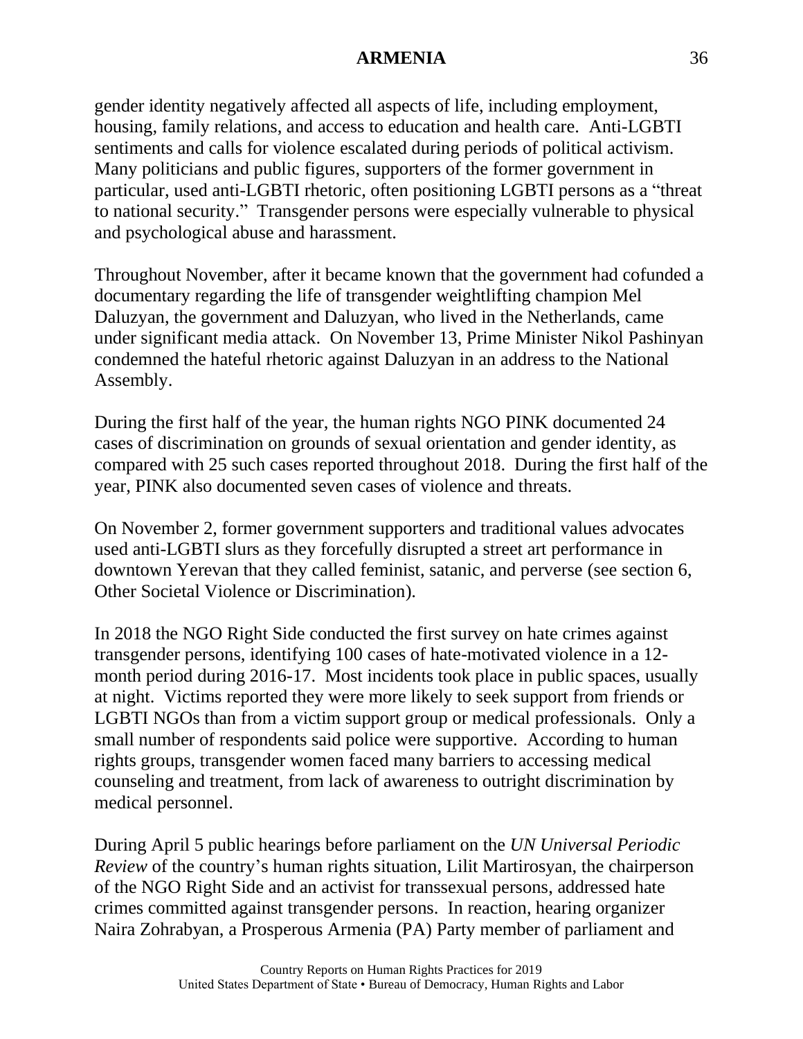gender identity negatively affected all aspects of life, including employment, housing, family relations, and access to education and health care. Anti-LGBTI sentiments and calls for violence escalated during periods of political activism. Many politicians and public figures, supporters of the former government in particular, used anti-LGBTI rhetoric, often positioning LGBTI persons as a "threat to national security." Transgender persons were especially vulnerable to physical and psychological abuse and harassment.

Throughout November, after it became known that the government had cofunded a documentary regarding the life of transgender weightlifting champion Mel Daluzyan, the government and Daluzyan, who lived in the Netherlands, came under significant media attack. On November 13, Prime Minister Nikol Pashinyan condemned the hateful rhetoric against Daluzyan in an address to the National Assembly.

During the first half of the year, the human rights NGO PINK documented 24 cases of discrimination on grounds of sexual orientation and gender identity, as compared with 25 such cases reported throughout 2018. During the first half of the year, PINK also documented seven cases of violence and threats.

On November 2, former government supporters and traditional values advocates used anti-LGBTI slurs as they forcefully disrupted a street art performance in downtown Yerevan that they called feminist, satanic, and perverse (see section 6, Other Societal Violence or Discrimination).

In 2018 the NGO Right Side conducted the first survey on hate crimes against transgender persons, identifying 100 cases of hate-motivated violence in a 12-month period during 2016-17. Most incidents took place in public spaces, usually at night. Victims reported they were more likely to seek support from friends or LGBTI NGOs than from a victim support group or medical professionals. Only a small number of respondents said police were supportive. According to human rights groups, transgender women faced many barriers to accessing medical counseling and treatment, from lack of awareness to outright discrimination by medical personnel.

During April 5 public hearings before parliament on the *UN Universal Periodic Review* of the country's human rights situation, Lilit Martirosyan, the chairperson of the NGO Right Side and an activist for transsexual persons, addressed hate crimes committed against transgender persons. In reaction, hearing organizer Naira Zohrabyan, a Prosperous Armenia (PA) Party member of parliament and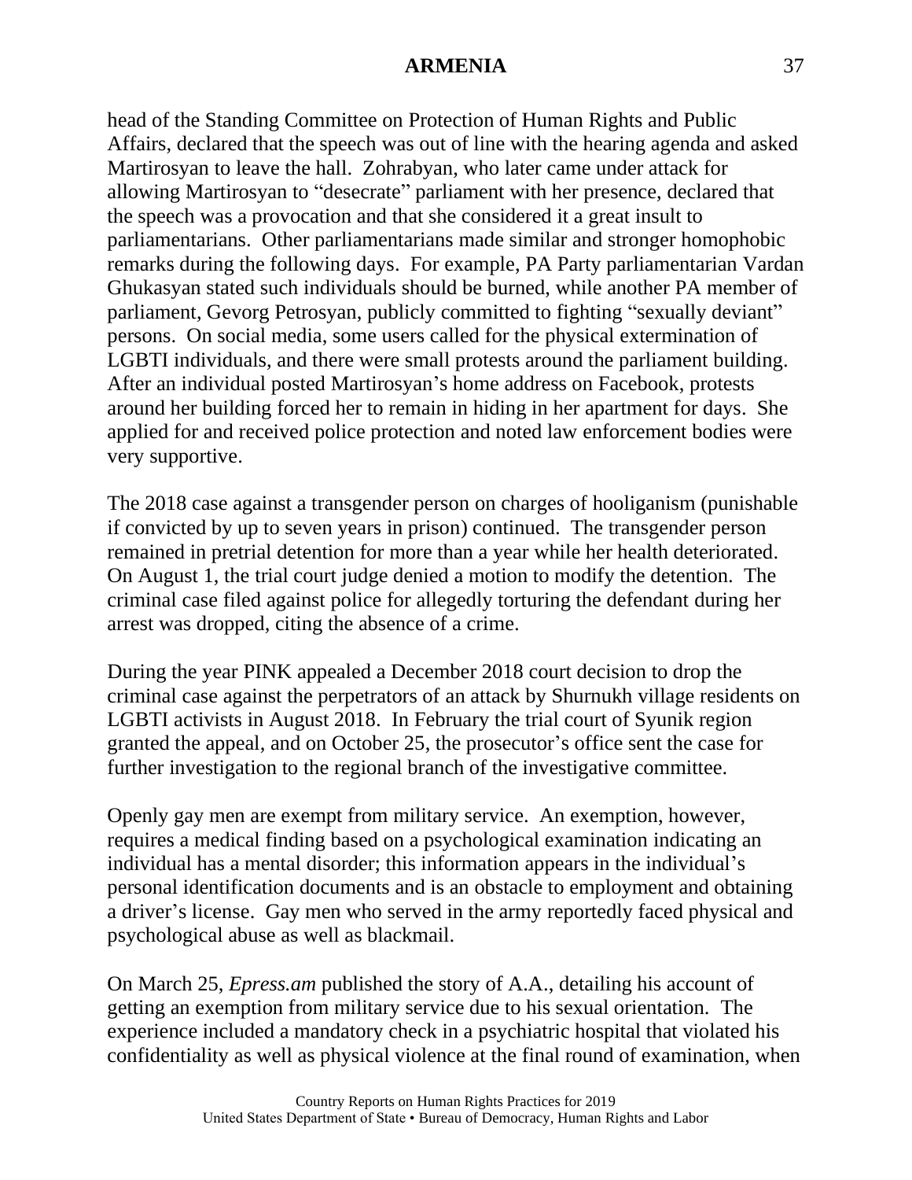head of the Standing Committee on Protection of Human Rights and Public Affairs, declared that the speech was out of line with the hearing agenda and asked Martirosyan to leave the hall. Zohrabyan, who later came under attack for allowing Martirosyan to "desecrate" parliament with her presence, declared that the speech was a provocation and that she considered it a great insult to parliamentarians. Other parliamentarians made similar and stronger homophobic remarks during the following days. For example, PA Party parliamentarian Vardan Ghukasyan stated such individuals should be burned, while another PA member of parliament, Gevorg Petrosyan, publicly committed to fighting "sexually deviant" persons. On social media, some users called for the physical extermination of LGBTI individuals, and there were small protests around the parliament building. After an individual posted Martirosyan's home address on Facebook, protests around her building forced her to remain in hiding in her apartment for days. She applied for and received police protection and noted law enforcement bodies were very supportive.

The 2018 case against a transgender person on charges of hooliganism (punishable if convicted by up to seven years in prison) continued. The transgender person remained in pretrial detention for more than a year while her health deteriorated. On August 1, the trial court judge denied a motion to modify the detention. The criminal case filed against police for allegedly torturing the defendant during her arrest was dropped, citing the absence of a crime.

During the year PINK appealed a December 2018 court decision to drop the criminal case against the perpetrators of an attack by Shurnukh village residents on LGBTI activists in August 2018. In February the trial court of Syunik region granted the appeal, and on October 25, the prosecutor's office sent the case for further investigation to the regional branch of the investigative committee.

Openly gay men are exempt from military service. An exemption, however, requires a medical finding based on a psychological examination indicating an individual has a mental disorder; this information appears in the individual's personal identification documents and is an obstacle to employment and obtaining a driver's license. Gay men who served in the army reportedly faced physical and psychological abuse as well as blackmail.

On March 25, *Epress.am* published the story of A.A., detailing his account of getting an exemption from military service due to his sexual orientation. The experience included a mandatory check in a psychiatric hospital that violated his confidentiality as well as physical violence at the final round of examination, when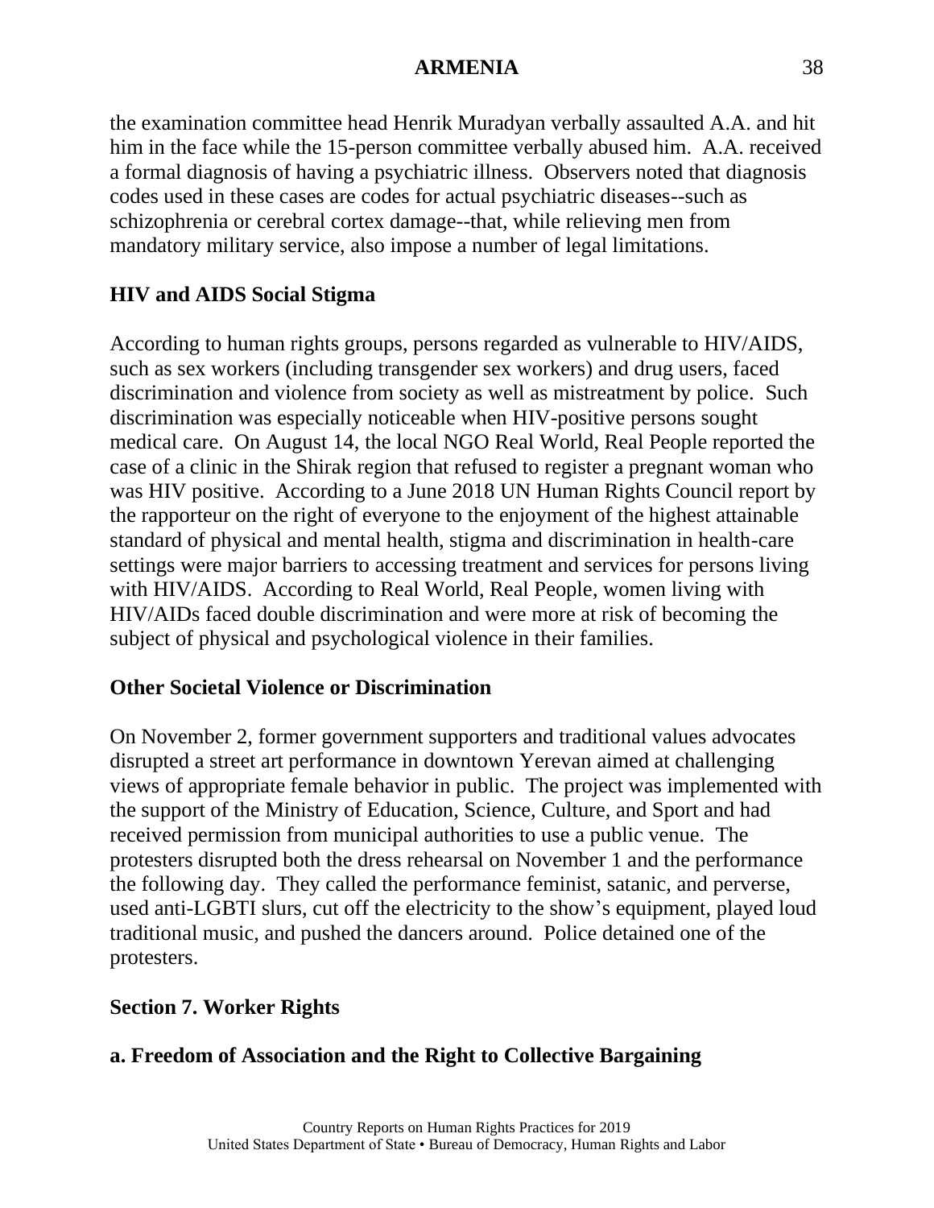the examination committee head Henrik Muradyan verbally assaulted A.A. and hit him in the face while the 15-person committee verbally abused him. A.A. received a formal diagnosis of having a psychiatric illness. Observers noted that diagnosis codes used in these cases are codes for actual psychiatric diseases--such as schizophrenia or cerebral cortex damage--that, while relieving men from mandatory military service, also impose a number of legal limitations.

**HIV and AIDS Social Stigma**

According to human rights groups, persons regarded as vulnerable to HIV/AIDS, such as sex workers (including transgender sex workers) and drug users, faced discrimination and violence from society as well as mistreatment by police. Such discrimination was especially noticeable when HIV-positive persons sought medical care. On August 14, the local NGO Real World, Real People reported the case of a clinic in the Shirak region that refused to register a pregnant woman who was HIV positive. According to a June 2018 UN Human Rights Council report by the rapporteur on the right of everyone to the enjoyment of the highest attainable standard of physical and mental health, stigma and discrimination in health-care settings were major barriers to accessing treatment and services for persons living with HIV/AIDS. According to Real World, Real People, women living with HIV/AIDs faced double discrimination and were more at risk of becoming the subject of physical and psychological violence in their families.

**Other Societal Violence or Discrimination**

On November 2, former government supporters and traditional values advocates disrupted a street art performance in downtown Yerevan aimed at challenging views of appropriate female behavior in public. The project was implemented with the support of the Ministry of Education, Science, Culture, and Sport and had received permission from municipal authorities to use a public venue. The protesters disrupted both the dress rehearsal on November 1 and the performance the following day. They called the performance feminist, satanic, and perverse, used anti-LGBTI slurs, cut off the electricity to the show's equipment, played loud traditional music, and pushed the dancers around. Police detained one of the protesters.

## Section 7. Worker Rights

### a. Freedom of Association and the Right to Collective Bargaining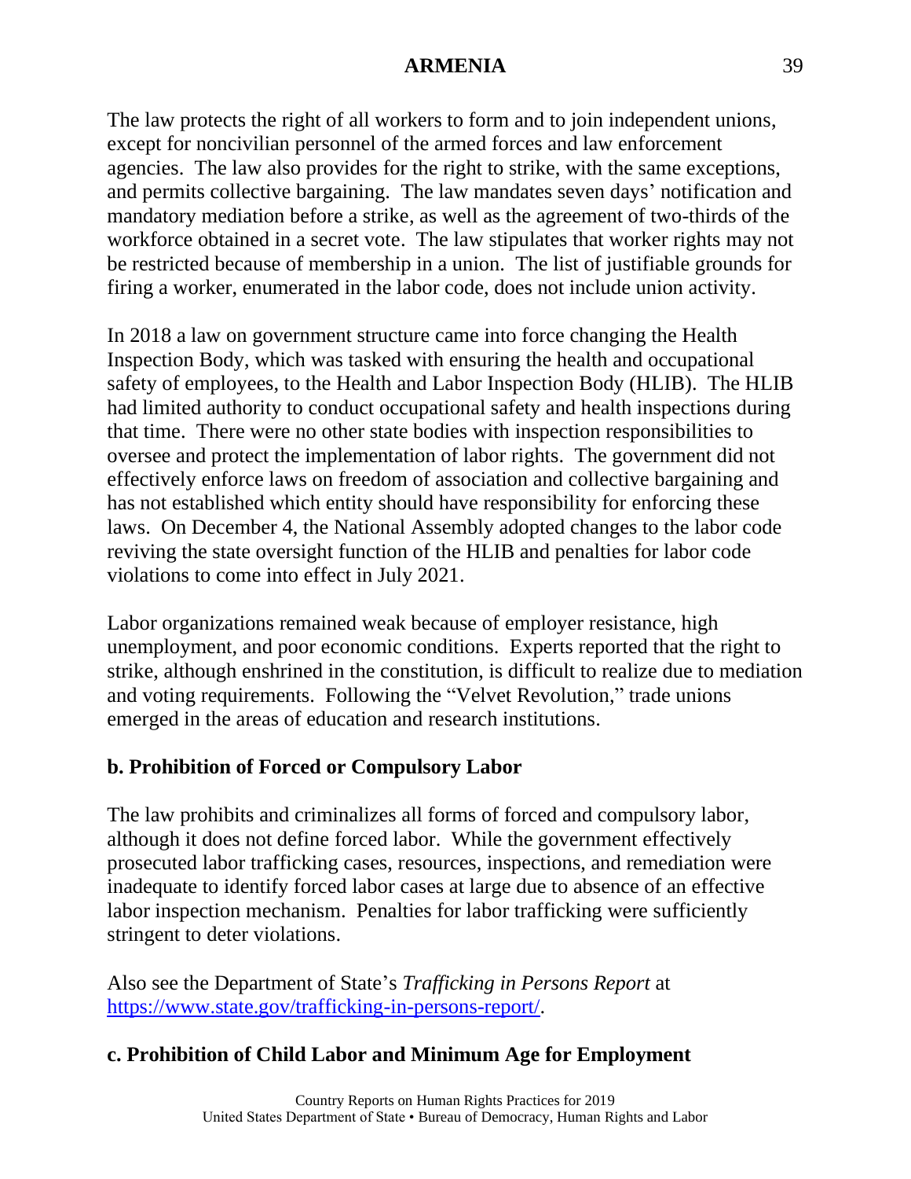The law protects the right of all workers to form and to join independent unions, except for noncivilian personnel of the armed forces and law enforcement agencies. The law also provides for the right to strike, with the same exceptions, and permits collective bargaining. The law mandates seven days' notification and mandatory mediation before a strike, as well as the agreement of two-thirds of the workforce obtained in a secret vote. The law stipulates that worker rights may not be restricted because of membership in a union. The list of justifiable grounds for firing a worker, enumerated in the labor code, does not include union activity.

In 2018 a law on government structure came into force changing the Health Inspection Body, which was tasked with ensuring the health and occupational safety of employees, to the Health and Labor Inspection Body (HLIB). The HLIB had limited authority to conduct occupational safety and health inspections during that time. There were no other state bodies with inspection responsibilities to oversee and protect the implementation of labor rights. The government did not effectively enforce laws on freedom of association and collective bargaining and has not established which entity should have responsibility for enforcing these laws. On December 4, the National Assembly adopted changes to the labor code reviving the state oversight function of the HLIB and penalties for labor code violations to come into effect in July 2021.

Labor organizations remained weak because of employer resistance, high unemployment, and poor economic conditions. Experts reported that the right to strike, although enshrined in the constitution, is difficult to realize due to mediation and voting requirements. Following the "Velvet Revolution," trade unions emerged in the areas of education and research institutions.

### b. Prohibition of Forced or Compulsory Labor

The law prohibits and criminalizes all forms of forced and compulsory labor, although it does not define forced labor. While the government effectively prosecuted labor trafficking cases, resources, inspections, and remediation were inadequate to identify forced labor cases at large due to absence of an effective labor inspection mechanism. Penalties for labor trafficking were sufficiently stringent to deter violations.

Also see the Department of State's *Trafficking in Persons Report* at [https://www.state.gov/trafficking-in-persons-report/](https://www.state.gov/trafficking-in-persons-report/).

### c. Prohibition of Child Labor and Minimum Age for Employment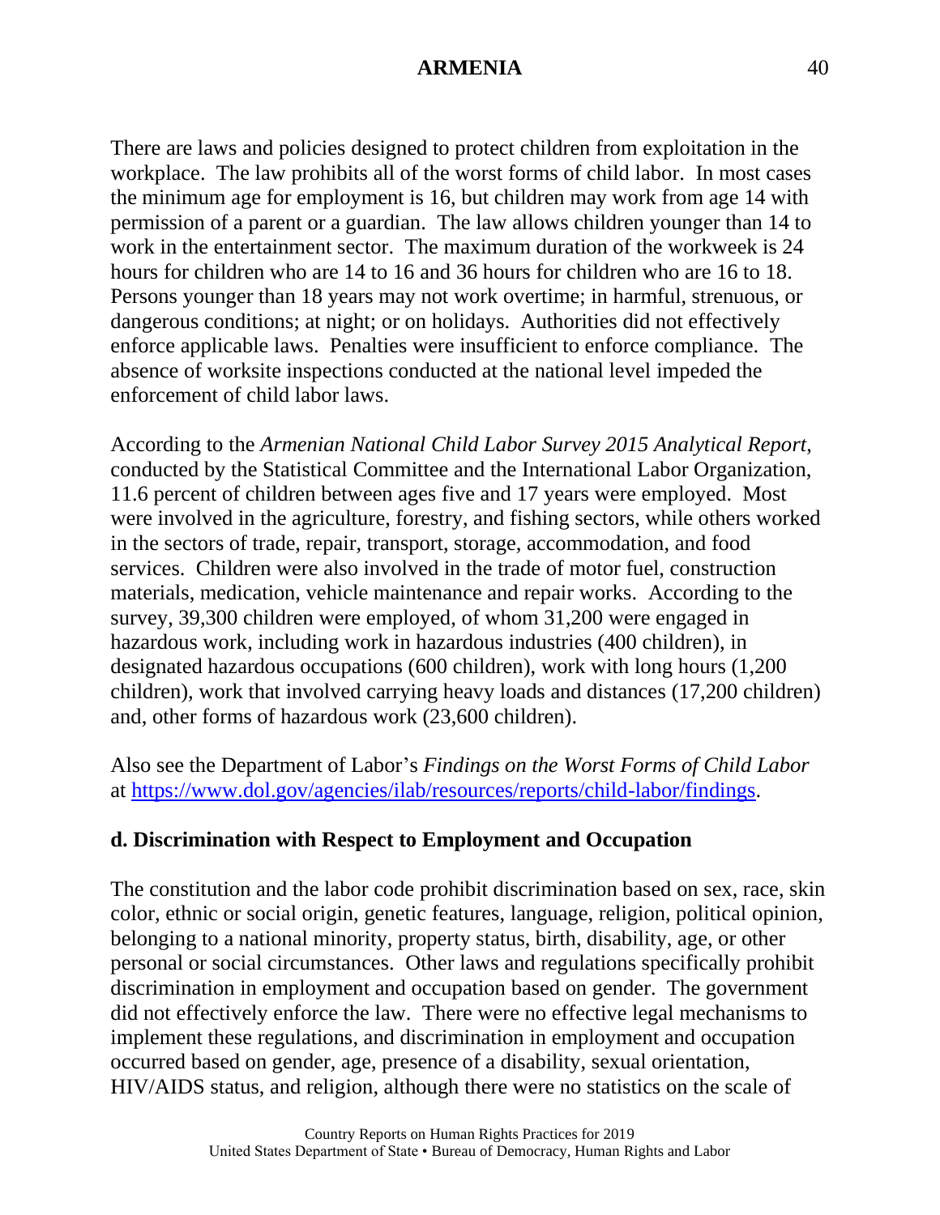There are laws and policies designed to protect children from exploitation in the workplace. The law prohibits all of the worst forms of child labor. In most cases the minimum age for employment is 16, but children may work from age 14 with permission of a parent or a guardian. The law allows children younger than 14 to work in the entertainment sector. The maximum duration of the workweek is 24 hours for children who are 14 to 16 and 36 hours for children who are 16 to 18. Persons younger than 18 years may not work overtime; in harmful, strenuous, or dangerous conditions; at night; or on holidays. Authorities did not effectively enforce applicable laws. Penalties were insufficient to enforce compliance. The absence of worksite inspections conducted at the national level impeded the enforcement of child labor laws.

According to the *Armenian National Child Labor Survey 2015 Analytical Report*, conducted by the Statistical Committee and the International Labor Organization, 11.6 percent of children between ages five and 17 years were employed. Most were involved in the agriculture, forestry, and fishing sectors, while others worked in the sectors of trade, repair, transport, storage, accommodation, and food services. Children were also involved in the trade of motor fuel, construction materials, medication, vehicle maintenance and repair works. According to the survey, 39,300 children were employed, of whom 31,200 were engaged in hazardous work, including work in hazardous industries (400 children), in designated hazardous occupations (600 children), work with long hours (1,200 children), work that involved carrying heavy loads and distances (17,200 children) and, other forms of hazardous work (23,600 children).

Also see the Department of Labor's *Findings on the Worst Forms of Child Labor* at [https://www.dol.gov/agencies/ilab/resources/reports/child-labor/findings](https://www.dol.gov/agencies/ilab/resources/reports/child-labor/findings).

**d. Discrimination with Respect to Employment and Occupation**

The constitution and the labor code prohibit discrimination based on sex, race, skin color, ethnic or social origin, genetic features, language, religion, political opinion, belonging to a national minority, property status, birth, disability, age, or other personal or social circumstances. Other laws and regulations specifically prohibit discrimination in employment and occupation based on gender. The government did not effectively enforce the law. There were no effective legal mechanisms to implement these regulations, and discrimination in employment and occupation occurred based on gender, age, presence of a disability, sexual orientation, HIV/AIDS status, and religion, although there were no statistics on the scale of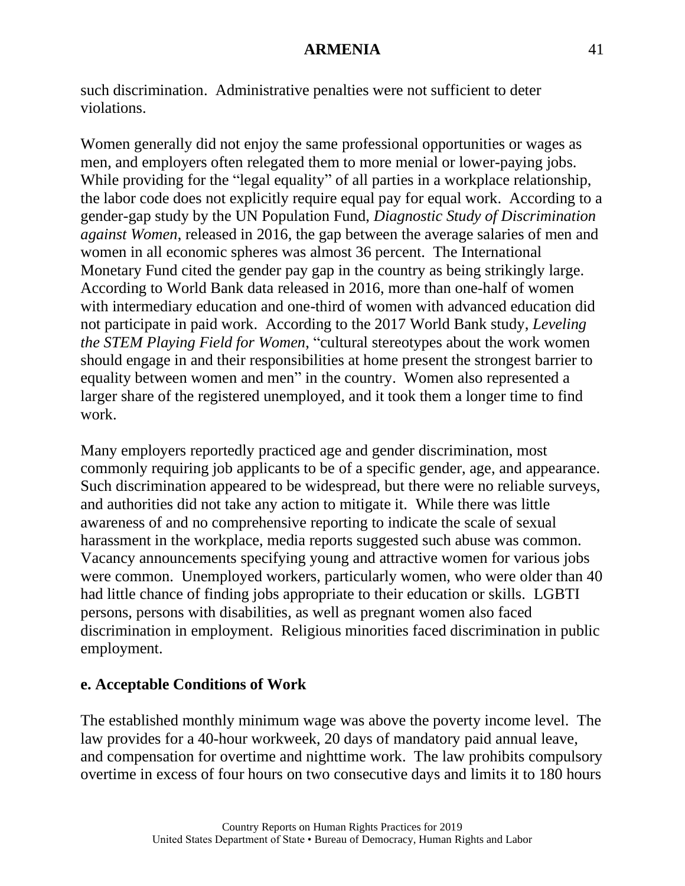such discrimination. Administrative penalties were not sufficient to deter violations.

Women generally did not enjoy the same professional opportunities or wages as men, and employers often relegated them to more menial or lower-paying jobs. While providing for the "legal equality" of all parties in a workplace relationship, the labor code does not explicitly require equal pay for equal work. According to a gender-gap study by the UN Population Fund, *Diagnostic Study of Discrimination against Women*, released in 2016, the gap between the average salaries of men and women in all economic spheres was almost 36 percent. The International Monetary Fund cited the gender pay gap in the country as being strikingly large. According to World Bank data released in 2016, more than one-half of women with intermediary education and one-third of women with advanced education did not participate in paid work. According to the 2017 World Bank study, *Leveling the STEM Playing Field for Women*, "cultural stereotypes about the work women should engage in and their responsibilities at home present the strongest barrier to equality between women and men" in the country. Women also represented a larger share of the registered unemployed, and it took them a longer time to find work.

Many employers reportedly practiced age and gender discrimination, most commonly requiring job applicants to be of a specific gender, age, and appearance. Such discrimination appeared to be widespread, but there were no reliable surveys, and authorities did not take any action to mitigate it. While there was little awareness of and no comprehensive reporting to indicate the scale of sexual harassment in the workplace, media reports suggested such abuse was common. Vacancy announcements specifying young and attractive women for various jobs were common. Unemployed workers, particularly women, who were older than 40 had little chance of finding jobs appropriate to their education or skills. LGBTI persons, persons with disabilities, as well as pregnant women also faced discrimination in employment. Religious minorities faced discrimination in public employment.

### e. Acceptable Conditions of Work

The established monthly minimum wage was above the poverty income level. The law provides for a 40-hour workweek, 20 days of mandatory paid annual leave, and compensation for overtime and nighttime work. The law prohibits compulsory overtime in excess of four hours on two consecutive days and limits it to 180 hours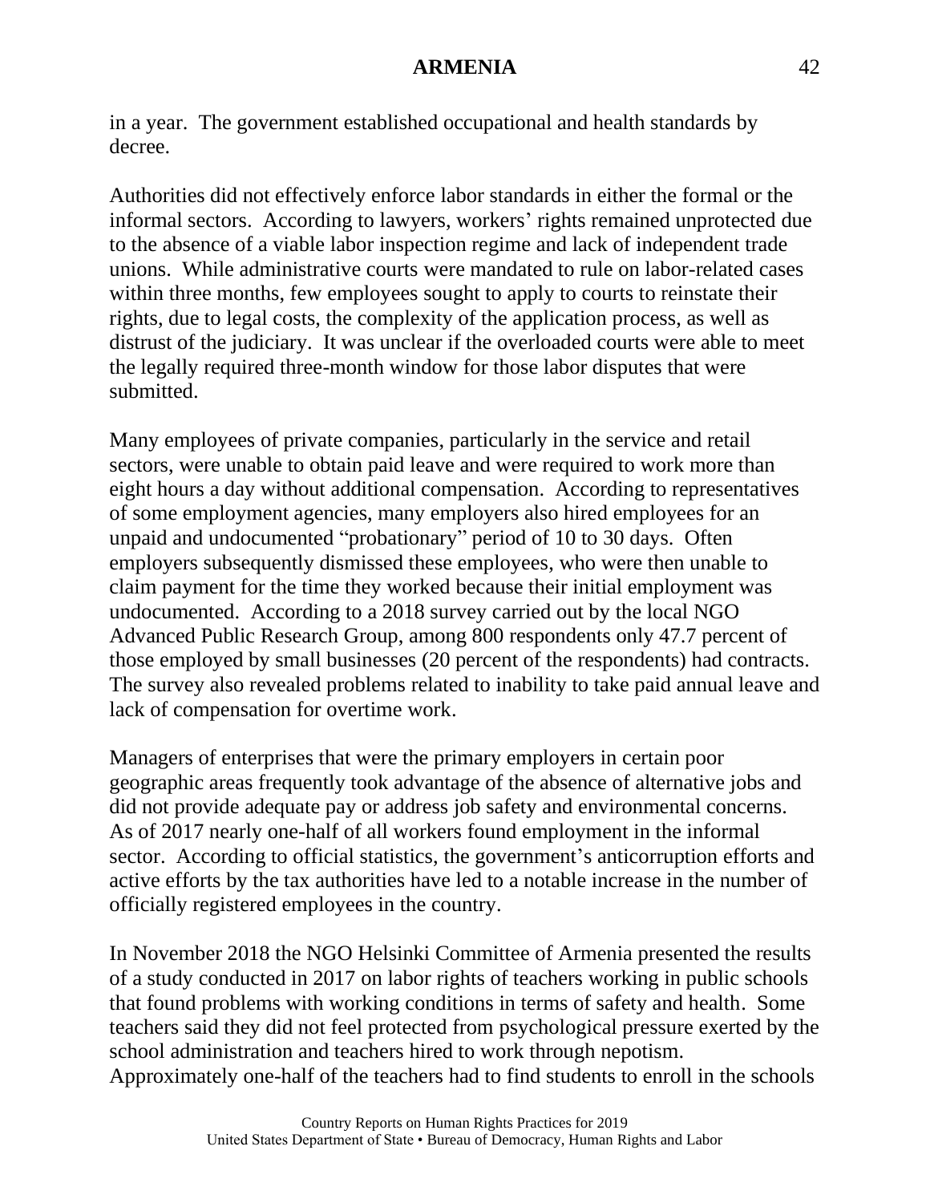in a year. The government established occupational and health standards by decree.

Authorities did not effectively enforce labor standards in either the formal or the informal sectors. According to lawyers, workers' rights remained unprotected due to the absence of a viable labor inspection regime and lack of independent trade unions. While administrative courts were mandated to rule on labor-related cases within three months, few employees sought to apply to courts to reinstate their rights, due to legal costs, the complexity of the application process, as well as distrust of the judiciary. It was unclear if the overloaded courts were able to meet the legally required three-month window for those labor disputes that were submitted.

Many employees of private companies, particularly in the service and retail sectors, were unable to obtain paid leave and were required to work more than eight hours a day without additional compensation. According to representatives of some employment agencies, many employers also hired employees for an unpaid and undocumented "probationary" period of 10 to 30 days. Often employers subsequently dismissed these employees, who were then unable to claim payment for the time they worked because their initial employment was undocumented. According to a 2018 survey carried out by the local NGO Advanced Public Research Group, among 800 respondents only 47.7 percent of those employed by small businesses (20 percent of the respondents) had contracts. The survey also revealed problems related to inability to take paid annual leave and lack of compensation for overtime work.

Managers of enterprises that were the primary employers in certain poor geographic areas frequently took advantage of the absence of alternative jobs and did not provide adequate pay or address job safety and environmental concerns. As of 2017 nearly one-half of all workers found employment in the informal sector. According to official statistics, the government's anticorruption efforts and active efforts by the tax authorities have led to a notable increase in the number of officially registered employees in the country.

In November 2018 the NGO Helsinki Committee of Armenia presented the results of a study conducted in 2017 on labor rights of teachers working in public schools that found problems with working conditions in terms of safety and health. Some teachers said they did not feel protected from psychological pressure exerted by the school administration and teachers hired to work through nepotism. Approximately one-half of the teachers had to find students to enroll in the schools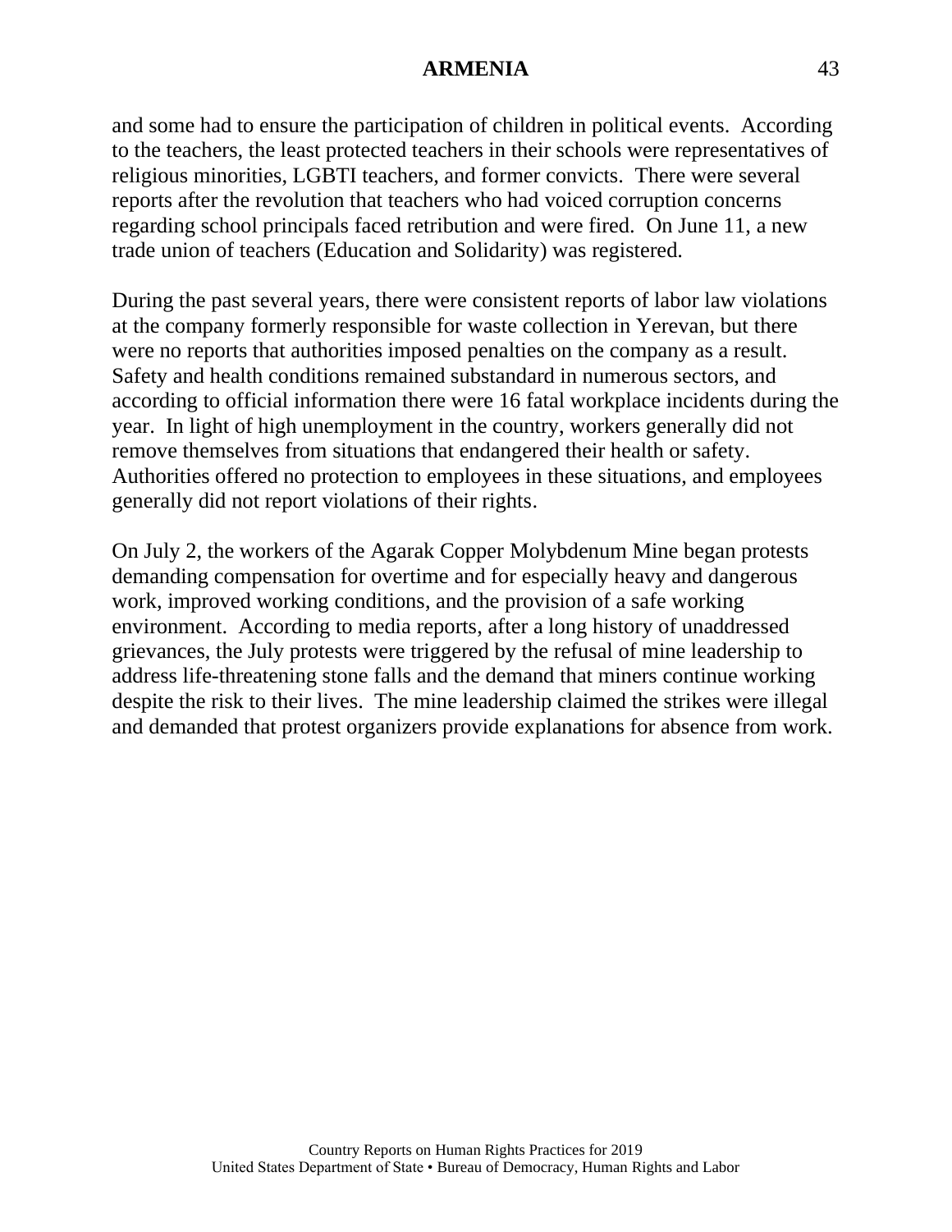and some had to ensure the participation of children in political events. According to the teachers, the least protected teachers in their schools were representatives of religious minorities, LGBTI teachers, and former convicts. There were several reports after the revolution that teachers who had voiced corruption concerns regarding school principals faced retribution and were fired. On June 11, a new trade union of teachers (Education and Solidarity) was registered.

During the past several years, there were consistent reports of labor law violations at the company formerly responsible for waste collection in Yerevan, but there were no reports that authorities imposed penalties on the company as a result. Safety and health conditions remained substandard in numerous sectors, and according to official information there were 16 fatal workplace incidents during the year. In light of high unemployment in the country, workers generally did not remove themselves from situations that endangered their health or safety. Authorities offered no protection to employees in these situations, and employees generally did not report violations of their rights.

On July 2, the workers of the Agarak Copper Molybdenum Mine began protests demanding compensation for overtime and for especially heavy and dangerous work, improved working conditions, and the provision of a safe working environment. According to media reports, after a long history of unaddressed grievances, the July protests were triggered by the refusal of mine leadership to address life-threatening stone falls and the demand that miners continue working despite the risk to their lives. The mine leadership claimed the strikes were illegal and demanded that protest organizers provide explanations for absence from work.